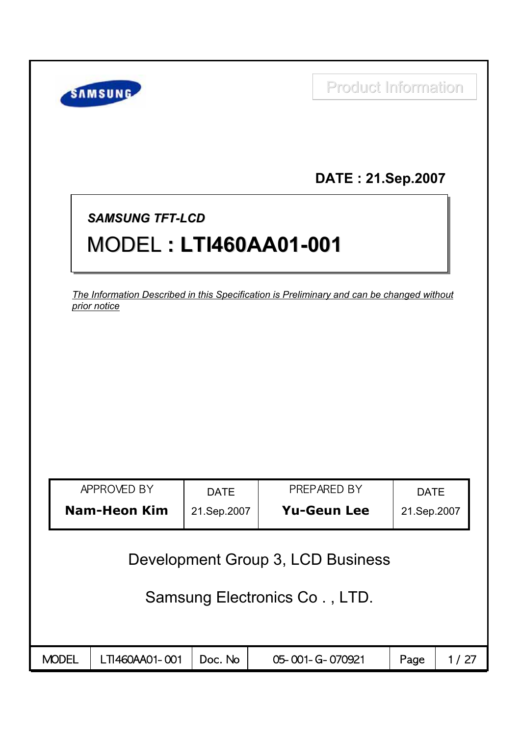Product Information

**DATE : 21.Sep.2007**

***SAMSUNG TFT-LCD***

# MODEL : LTI460AA01-001

*The Information Described in this Specification is Preliminary and can be changed without prior notice*

| APPROVED BY | DATE | PREPARED BY | DATE |
|---|---|---|---|
| **Nam-Heon Kim** | 21.Sep.2007 | **Yu-Geun Lee** | 21.Sep.2007 |

Development Group 3, LCD Business

Samsung Electronics Co . , LTD.

| MODEL | LTI460AA01-001 | Doc. No | 05-001-G-070921 |
|---|---|---|---|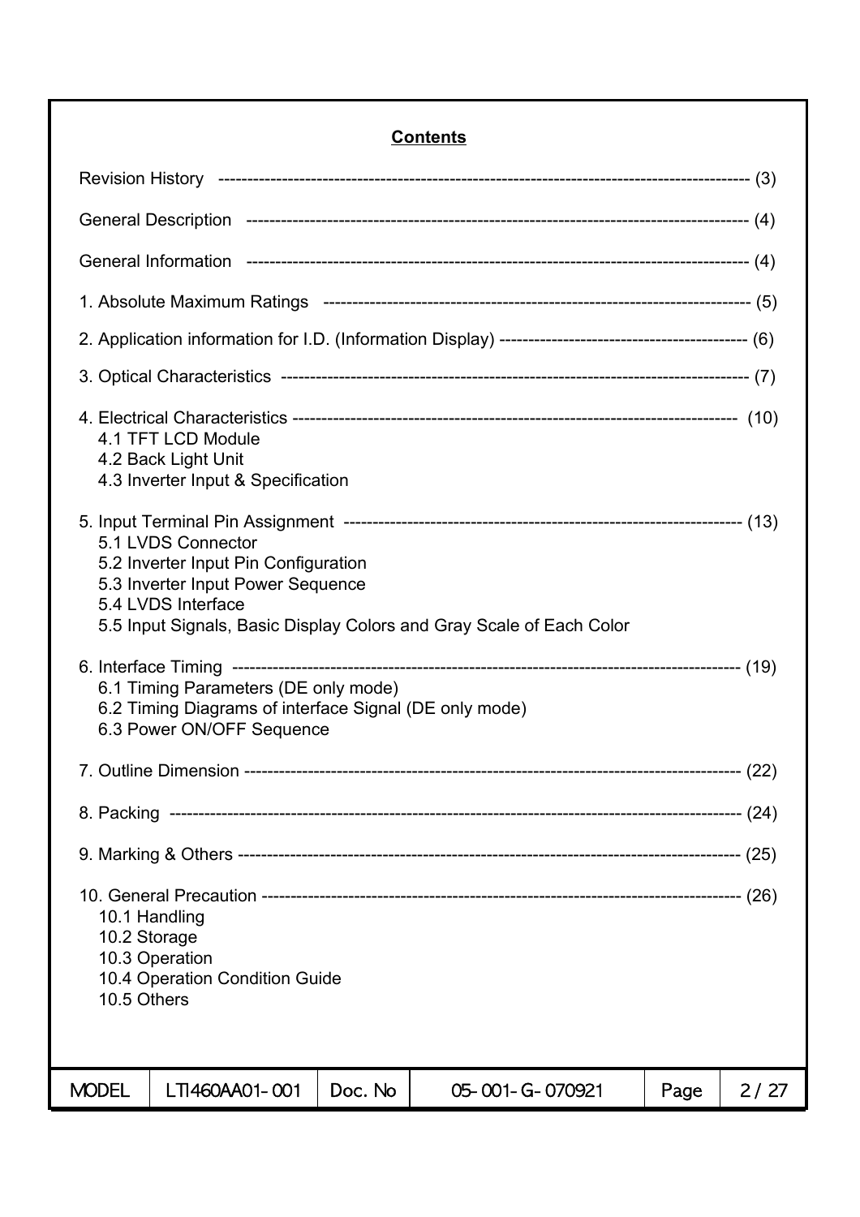## Contents

Revision History ------------------------------------------------------------------------------------------ (3)

General Description ----------------------------------------------------------------------------------- (4)

General Information ----------------------------------------------------------------------------------- (4)

1. Absolute Maximum Ratings ---------------------------------------------------------------------- (5)

2. Application information for I.D. (Information Display) ------------------------------------------ (6)

3. Optical Characteristics ------------------------------------------------------------------------------- (7)

4. Electrical Characteristics --------------------------------------------------------------------------- (10)
   - 4.1 TFT LCD Module
   - 4.2 Back Light Unit
   - 4.3 Inverter Input & Specification

5. Input Terminal Pin Assignment -------------------------------------------------------------------- (13)
   - 5.1 LVDS Connector
   - 5.2 Inverter Input Pin Configuration
   - 5.3 Inverter Input Power Sequence
   - 5.4 LVDS Interface
   - 5.5 Input Signals, Basic Display Colors and Gray Scale of Each Color

6. Interface Timing ---------------------------------------------------------------------------------- (19)
   - 6.1 Timing Parameters (DE only mode)
   - 6.2 Timing Diagrams of interface Signal (DE only mode)
   - 6.3 Power ON/OFF Sequence

7. Outline Dimension ------------------------------------------------------------------------------- (22)

8. Packing ----------------------------------------------------------------------------------------------- (24)

9. Marking & Others --------------------------------------------------------------------------------- (25)

10. General Precaution ------------------------------------------------------------------------------ (26)
    - 10.1 Handling
    - 10.2 Storage
    - 10.3 Operation
    - 10.4 Operation Condition Guide
    - 10.5 Others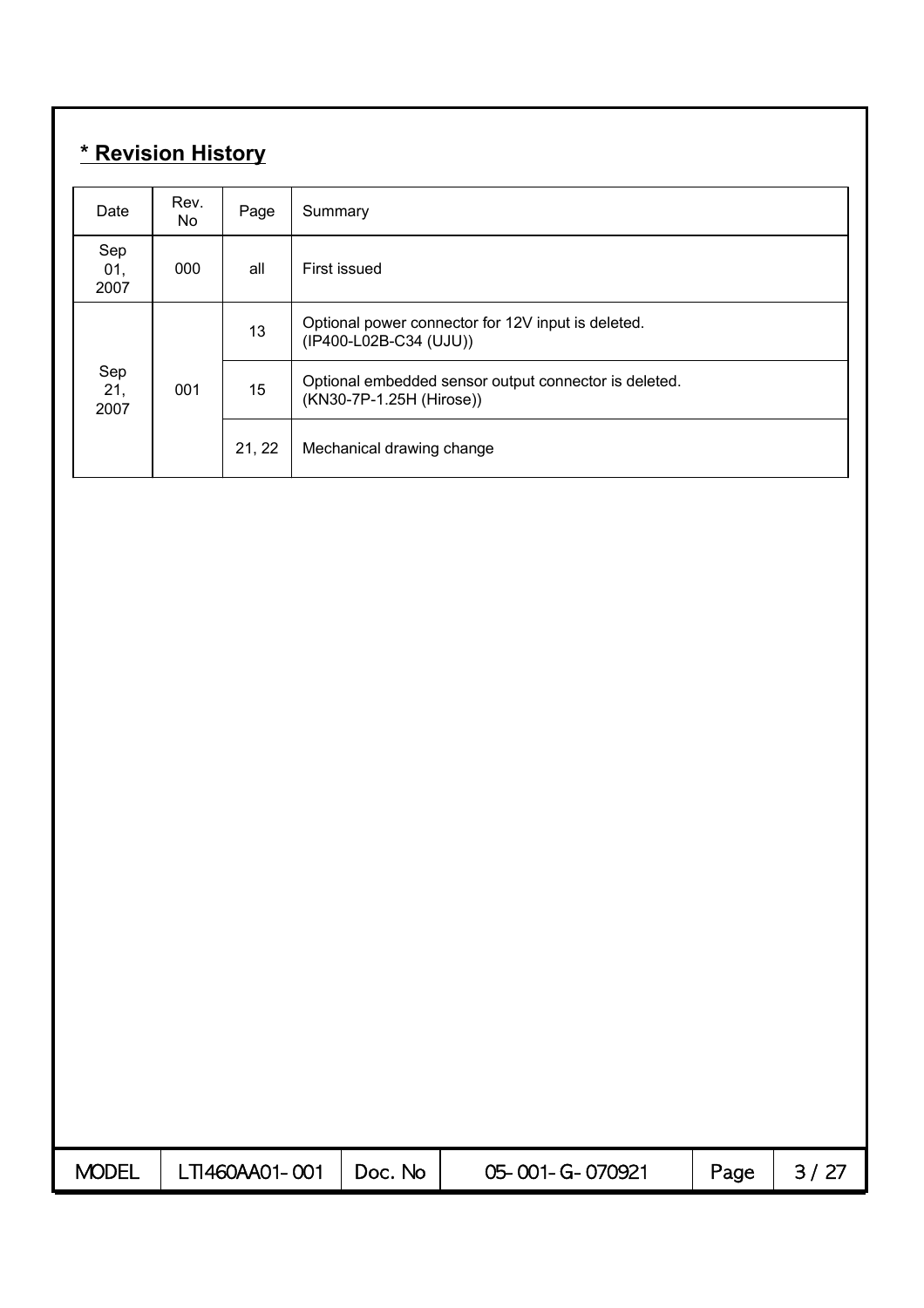## * Revision History

| Date | Rev. No | Page | Summary |
|---|---|---|---|
| Sep 01, 2007 | 000 | all | First issued |
| Sep 21, 2007 | 001 | 13 | Optional power connector for 12V input is deleted. (IP400-L02B-C34 (UJU)) |
| | | 15 | Optional embedded sensor output connector is deleted. (KN30-7P-1.25H (Hirose)) |
| | | 21, 22 | Mechanical drawing change |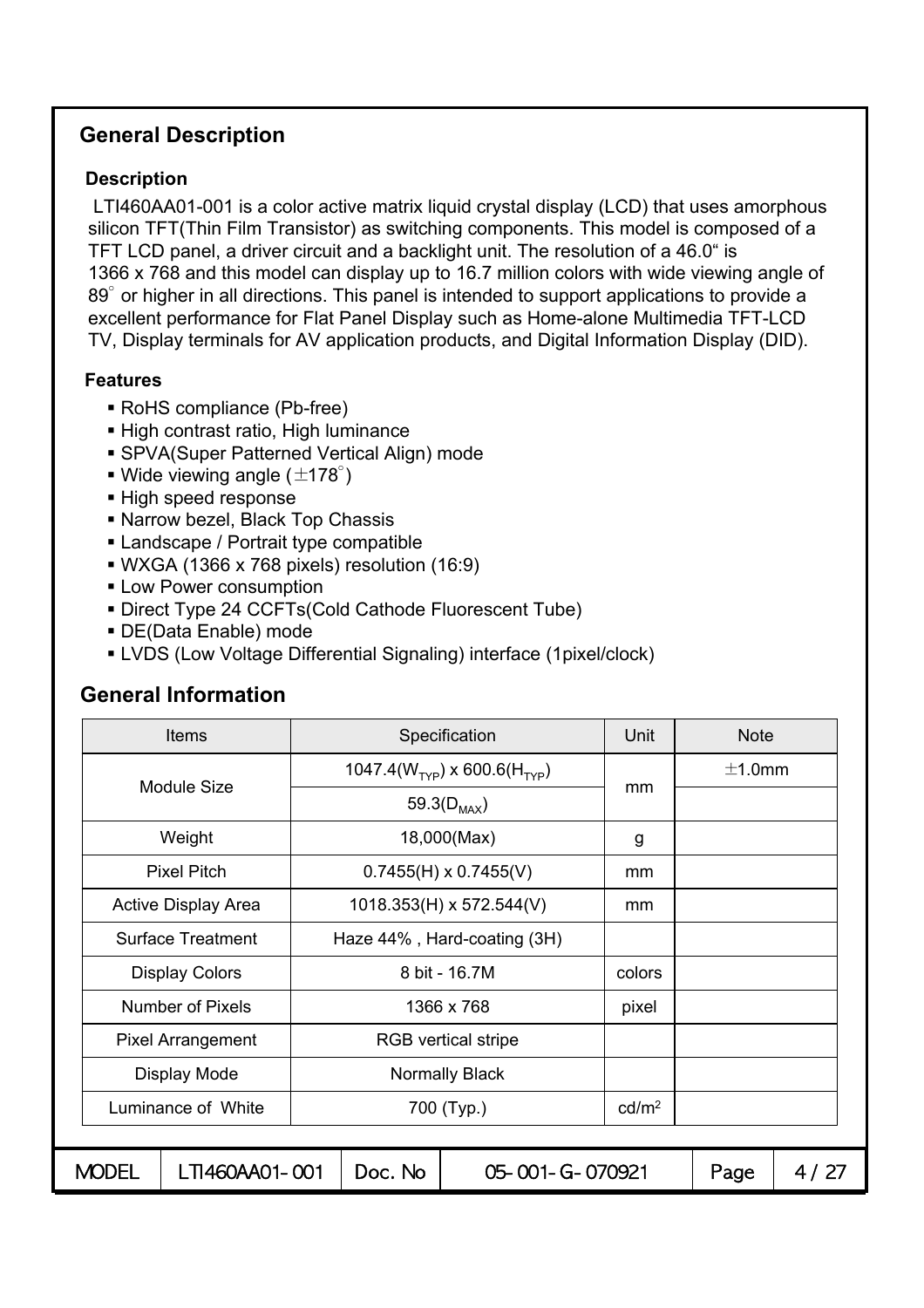## General Description

### Description

LTI460AA01-001 is a color active matrix liquid crystal display (LCD) that uses amorphous silicon TFT(Thin Film Transistor) as switching components. This model is composed of a TFT LCD panel, a driver circuit and a backlight unit. The resolution of a 46.0" is 1366 x 768 and this model can display up to 16.7 million colors with wide viewing angle of 89° or higher in all directions. This panel is intended to support applications to provide a excellent performance for Flat Panel Display such as Home-alone Multimedia TFT-LCD TV, Display terminals for AV application products, and Digital Information Display (DID).

### Features

- RoHS compliance (Pb-free)
- High contrast ratio, High luminance
- SPVA(Super Patterned Vertical Align) mode
- Wide viewing angle (±178°)
- High speed response
- Narrow bezel, Black Top Chassis
- Landscape / Portrait type compatible
- WXGA (1366 x 768 pixels) resolution (16:9)
- Low Power consumption
- Direct Type 24 CCFTs(Cold Cathode Fluorescent Tube)
- DE(Data Enable) mode
- LVDS (Low Voltage Differential Signaling) interface (1pixel/clock)

## General Information

| Items | Specification | Unit | Note |
|---|---|---|---|
| Module Size | 1047.4($W_{TYP}$) x 600.6($H_{TYP}$) | mm | ±1.0mm |
| | 59.3($D_{MAX}$) | | |
| Weight | 18,000(Max) | g | |
| Pixel Pitch | 0.7455(H) x 0.7455(V) | mm | |
| Active Display Area | 1018.353(H) x 572.544(V) | mm | |
| Surface Treatment | Haze 44% , Hard-coating (3H) | | |
| Display Colors | 8 bit - 16.7M | colors | |
| Number of Pixels | 1366 x 768 | pixel | |
| Pixel Arrangement | RGB vertical stripe | | |
| Display Mode | Normally Black | | |
| Luminance of White | 700 (Typ.) | $cd/m^2$ | |

| MODEL | LTI460AA01-001 | Doc. No | 05-001-G-070921 |
|---|---|---|---|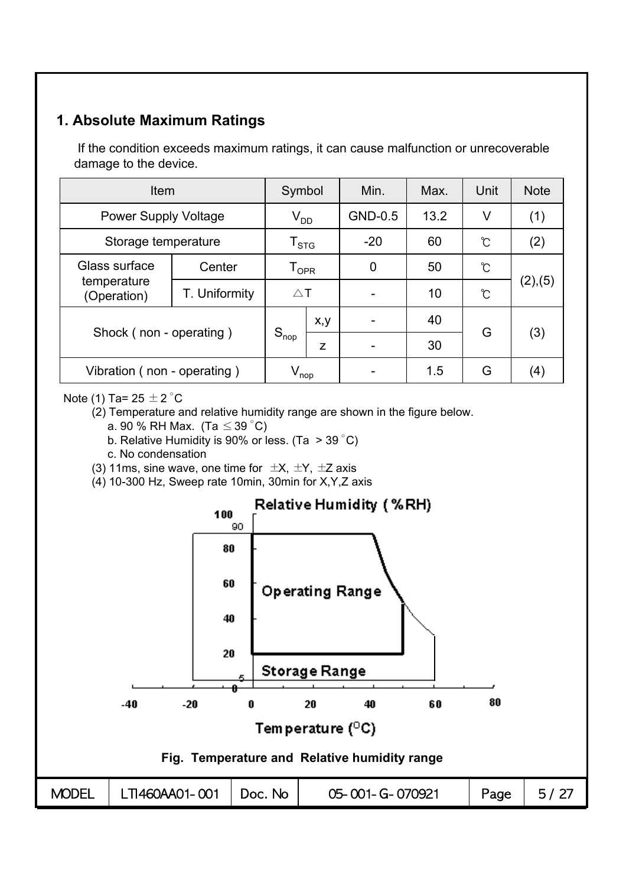## 1. Absolute Maximum Ratings

If the condition exceeds maximum ratings, it can cause malfunction or unrecoverable damage to the device.

| Item | | Symbol | | Min. | Max. | Unit | Note |
|---|---|---|---|---|---|---|---|
| Power Supply Voltage | | $V_{DD}$ | | GND-0.5 | 13.2 | V | (1) |
| Storage temperature | | $T_{STG}$ | | -20 | 60 | ℃ | (2) |
| Glass surface temperature (Operation) | Center | $T_{OPR}$ | | 0 | 50 | ℃ | (2),(5) |
| | T. Uniformity | △T | | - | 10 | ℃ | |
| Shock ( non - operating ) | | $S_{nop}$ | x,y | - | 40 | G | (3) |
| | | | z | - | 30 | | |
| Vibration ( non - operating ) | | $V_{nop}$ | | - | 1.5 | G | (4) |

Note (1) Ta= 25 ± 2 °C

(2) Temperature and relative humidity range are shown in the figure below.

a. 90 % RH Max. (Ta ≤ 39 °C)

b. Relative Humidity is 90% or less. (Ta > 39 °C)

c. No condensation

(3) 11ms, sine wave, one time for ±X, ±Y, ±Z axis

(4) 10-300 Hz, Sweep rate 10min, 30min for X,Y,Z axis

Fig. Temperature and Relative humidity range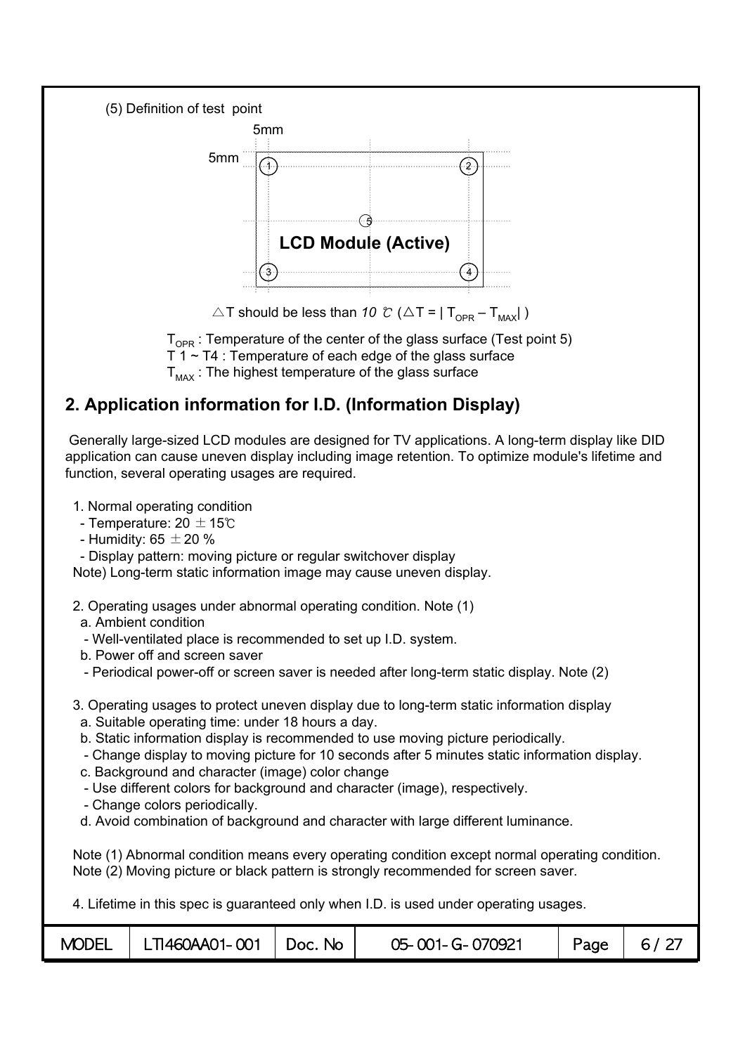(5) Definition of test point

5mm

5mm

LCD Module (Active)

△T should be less than *10* ℃ (△T = | $T_{OPR}$ – $T_{MAX}$| )

$T_{OPR}$ : Temperature of the center of the glass surface (Test point 5)
T 1 ~ T4 : Temperature of each edge of the glass surface
$T_{MAX}$ : The highest temperature of the glass surface

## 2. Application information for I.D. (Information Display)

Generally large-sized LCD modules are designed for TV applications. A long-term display like DID application can cause uneven display including image retention. To optimize module's lifetime and function, several operating usages are required.

1. Normal operating condition
   - Temperature: 20 ± 15℃
   - Humidity: 65 ± 20 %
   - Display pattern: moving picture or regular switchover display

   Note) Long-term static information image may cause uneven display.

2. Operating usages under abnormal operating condition. Note (1)
   a. Ambient condition
   - Well-ventilated place is recommended to set up I.D. system.

   b. Power off and screen saver
   - Periodical power-off or screen saver is needed after long-term static display. Note (2)

3. Operating usages to protect uneven display due to long-term static information display
   a. Suitable operating time: under 18 hours a day.
   b. Static information display is recommended to use moving picture periodically.
   - Change display to moving picture for 10 seconds after 5 minutes static information display.

   c. Background and character (image) color change
   - Use different colors for background and character (image), respectively.
   - Change colors periodically.

   d. Avoid combination of background and character with large different luminance.

Note (1) Abnormal condition means every operating condition except normal operating condition.
Note (2) Moving picture or black pattern is strongly recommended for screen saver.

4. Lifetime in this spec is guaranteed only when I.D. is used under operating usages.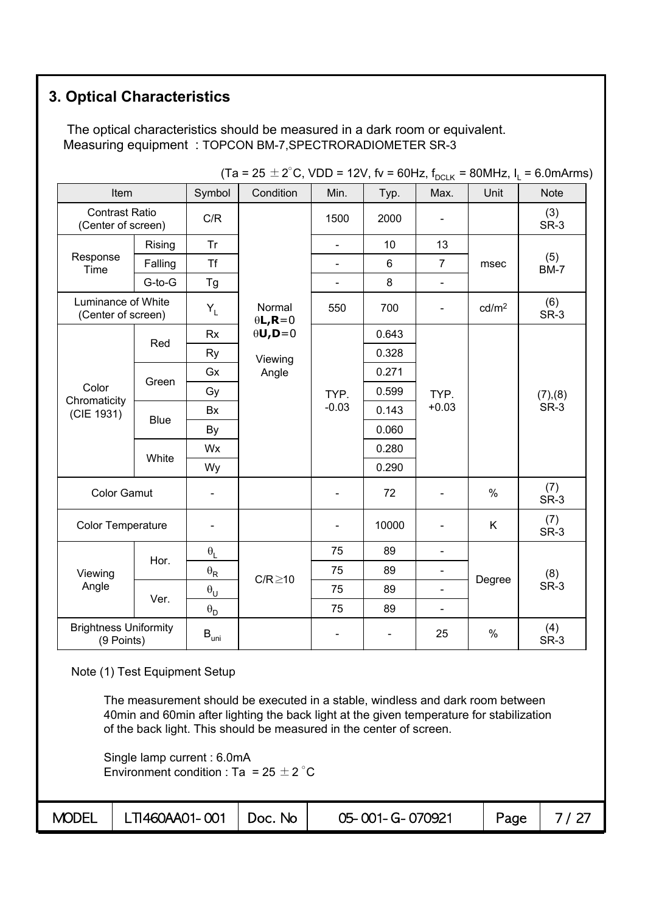## 3. Optical Characteristics

The optical characteristics should be measured in a dark room or equivalent.
Measuring equipment : TOPCON BM-7,SPECTRORADIOMETER SR-3

(Ta = 25 ± 2°C, VDD = 12V, fv = 60Hz, $f_{DCLK}$ = 80MHz, $I_L$ = 6.0mArms)

| Item | | Symbol | Condition | Min. | Typ. | Max. | Unit | Note |
|---|---|---|---|---|---|---|---|---|
| Contrast Ratio (Center of screen) | | C/R | Normal $\theta$**L,R**=0 $\theta$**U,D**=0 Viewing Angle | 1500 | 2000 | - | | (3) SR-3 |
| Response Time | Rising | Tr | | - | 10 | 13 | msec | (5) BM-7 |
| | Falling | Tf | | - | 6 | 7 | | |
| | G-to-G | Tg | | - | 8 | - | | |
| Luminance of White (Center of screen) | | $Y_L$ | | 550 | 700 | - | cd/m² | (6) SR-3 |
| Color Chromaticity (CIE 1931) | Red | Rx | | TYP. -0.03 | 0.643 | TYP. +0.03 | | (7),(8) SR-3 |
| | | Ry | | | 0.328 | | | |
| | Green | Gx | | | 0.271 | | | |
| | | Gy | | | 0.599 | | | |
| | Blue | Bx | | | 0.143 | | | |
| | | By | | | 0.060 | | | |
| | White | Wx | | | 0.280 | | | |
| | | Wy | | | 0.290 | | | |
| Color Gamut | | - | | - | 72 | - | % | (7) SR-3 |
| Color Temperature | | - | | - | 10000 | - | K | (7) SR-3 |
| Viewing Angle | Hor. | $\theta_L$ | C/R≥10 | 75 | 89 | - | Degree | (8) SR-3 |
| | | $\theta_R$ | | 75 | 89 | - | | |
| | Ver. | $\theta_U$ | | 75 | 89 | - | | |
| | | $\theta_D$ | | 75 | 89 | - | | |
| Brightness Uniformity (9 Points) | | $B_{uni}$ | | - | - | 25 | % | (4) SR-3 |

Note (1) Test Equipment Setup

The measurement should be executed in a stable, windless and dark room between 40min and 60min after lighting the back light at the given temperature for stabilization of the back light. This should be measured in the center of screen.

Single lamp current : 6.0mA
Environment condition : Ta = 25 ± 2 °C

| MODEL | LTI460AA01-001 | Doc. No | 05-001-G-070921 |
|---|---|---|---|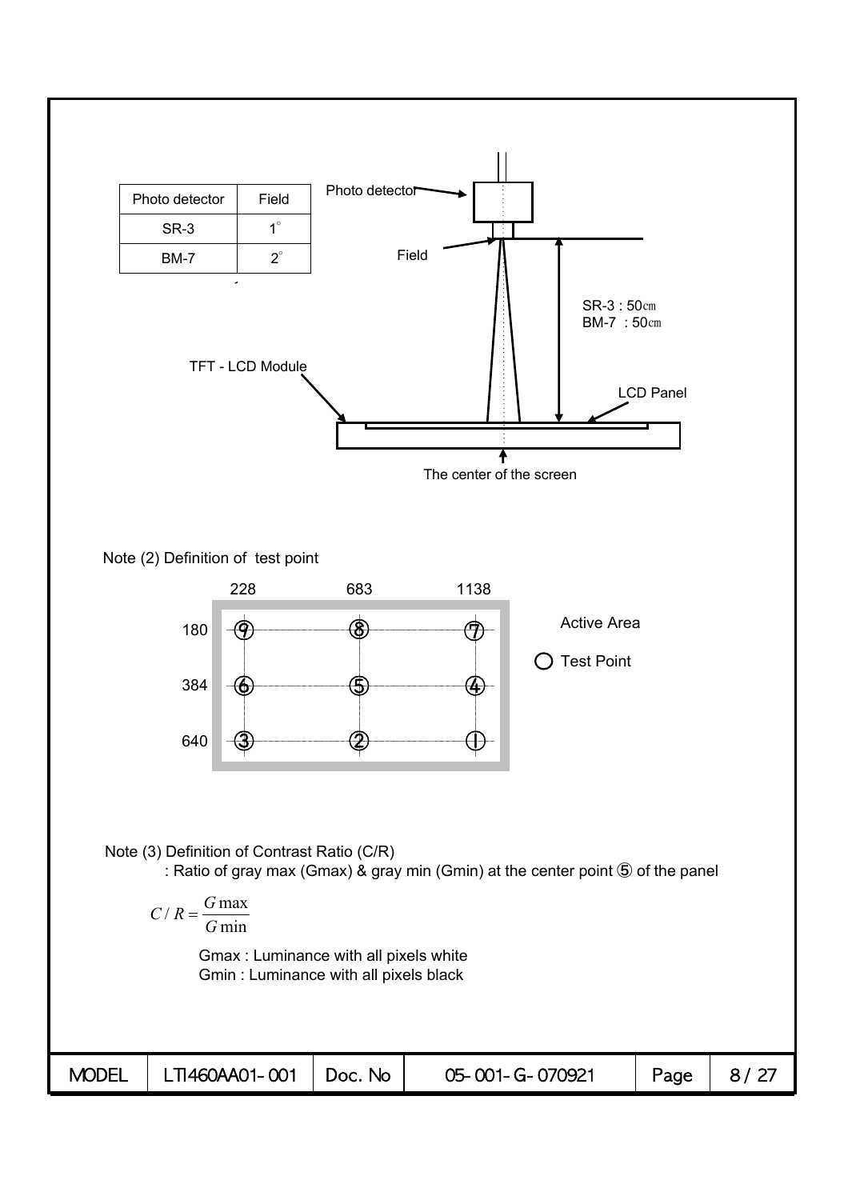| Photo detector | Field |
|---|---|
| SR-3 | 1° |
| BM-7 | 2° |

Photo detector

Field

SR-3 : 50㎝
BM-7 : 50㎝

TFT - LCD Module

LCD Panel

The center of the screen

Note (2) Definition of test point

| | 228 | 683 | 1138 |
|---|---|---|---|
| 180 | ⑨ | ⑧ | ⑦ |
| 384 | ⑥ | ⑤ | ④ |
| 640 | ③ | ② | ① |

Active Area

○ Test Point

Note (3) Definition of Contrast Ratio (C/R)

: Ratio of gray max (Gmax) & gray min (Gmin) at the center point ⑤ of the panel

$$C/R = \frac{G\max}{G\min}$$

Gmax : Luminance with all pixels white
Gmin : Luminance with all pixels black

| MODEL | LTI460AA01-001 | Doc. No | 05-001-G-070921 |
|---|---|---|---|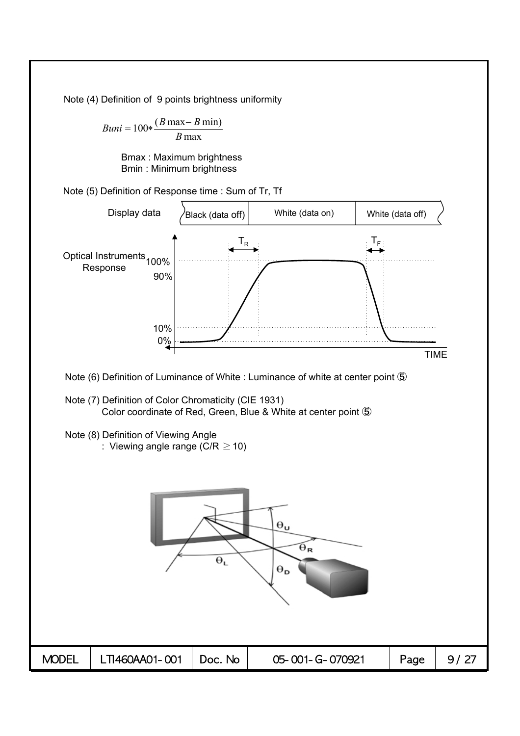Note (4) Definition of 9 points brightness uniformity

$$Buni = 100 * \frac{(B\max - B\min)}{B\max}$$

Bmax : Maximum brightness
Bmin : Minimum brightness

Note (5) Definition of Response time : Sum of Tr, Tf

Note (6) Definition of Luminance of White : Luminance of white at center point ⑤

Note (7) Definition of Color Chromaticity (CIE 1931)
Color coordinate of Red, Green, Blue & White at center point ⑤

Note (8) Definition of Viewing Angle
: Viewing angle range (C/R $\geq$ 10)

| MODEL | LTI460AA01-001 | Doc. No | 05-001-G-070921 |
|---|---|---|---|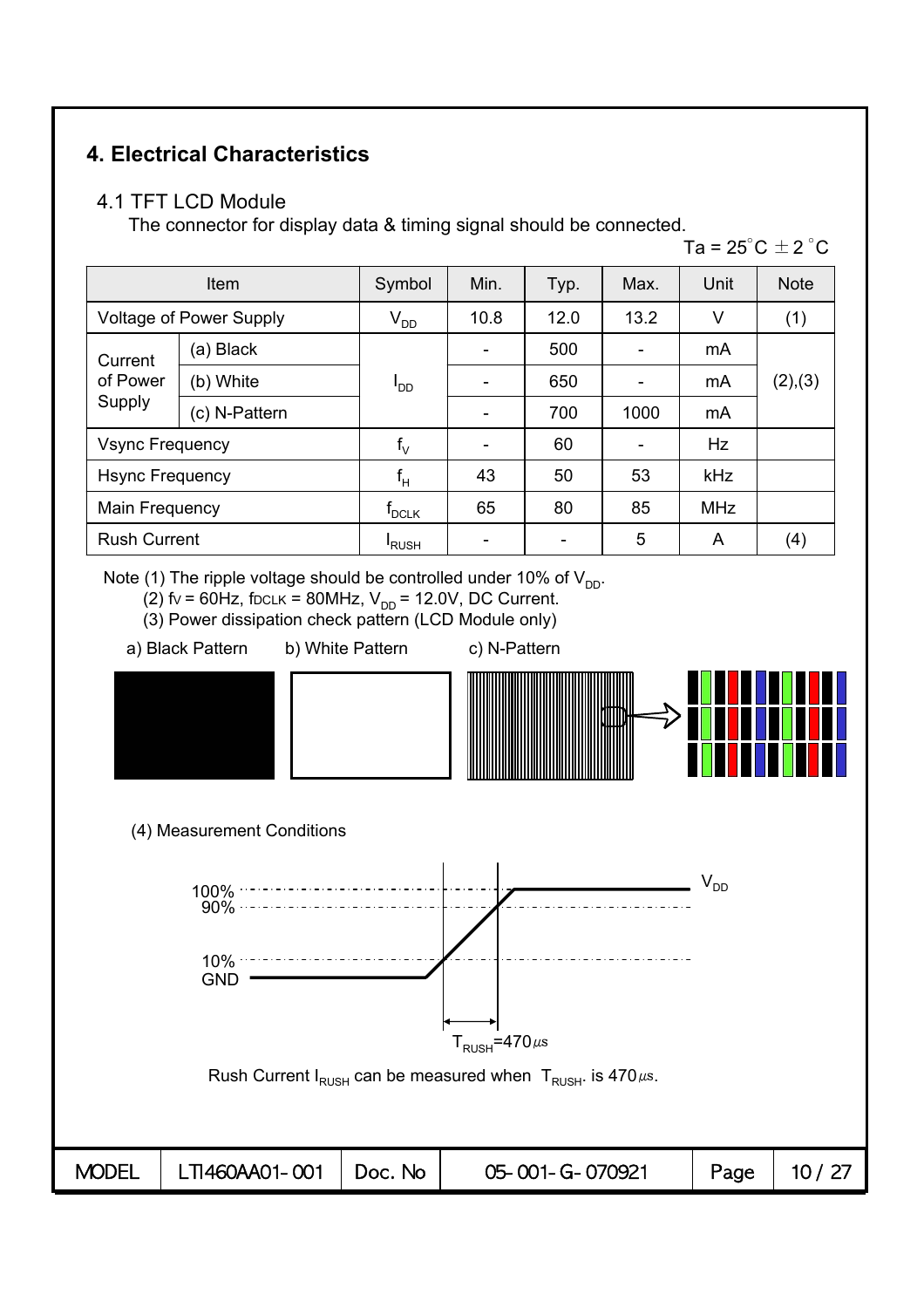## 4. Electrical Characteristics

### 4.1 TFT LCD Module

The connector for display data & timing signal should be connected.

Ta = 25°C ± 2 °C

| Item | | Symbol | Min. | Typ. | Max. | Unit | Note |
|---|---|---|---|---|---|---|---|
| Voltage of Power Supply | | $V_{DD}$ | 10.8 | 12.0 | 13.2 | V | (1) |
| Current of Power Supply | (a) Black | $I_{DD}$ | - | 500 | - | mA | (2),(3) |
| | (b) White | | - | 650 | - | mA | |
| | (c) N-Pattern | | - | 700 | 1000 | mA | |
| Vsync Frequency | | $f_V$ | - | 60 | - | Hz | |
| Hsync Frequency | | $f_H$ | 43 | 50 | 53 | kHz | |
| Main Frequency | | $f_{DCLK}$ | 65 | 80 | 85 | MHz | |
| Rush Current | | $I_{RUSH}$ | - | - | 5 | A | (4) |

Note (1) The ripple voltage should be controlled under 10% of $V_{DD}$.

(2) $f_V$ = 60Hz, $f_{DCLK}$ = 80MHz, $V_{DD}$ = 12.0V, DC Current.

(3) Power dissipation check pattern (LCD Module only)

a) Black Pattern b) White Pattern c) N-Pattern

(4) Measurement Conditions

100% 90% 10% GND $V_{DD}$ $T_{RUSH}$=470㎲

Rush Current $I_{RUSH}$ can be measured when $T_{RUSH}$. is 470㎲.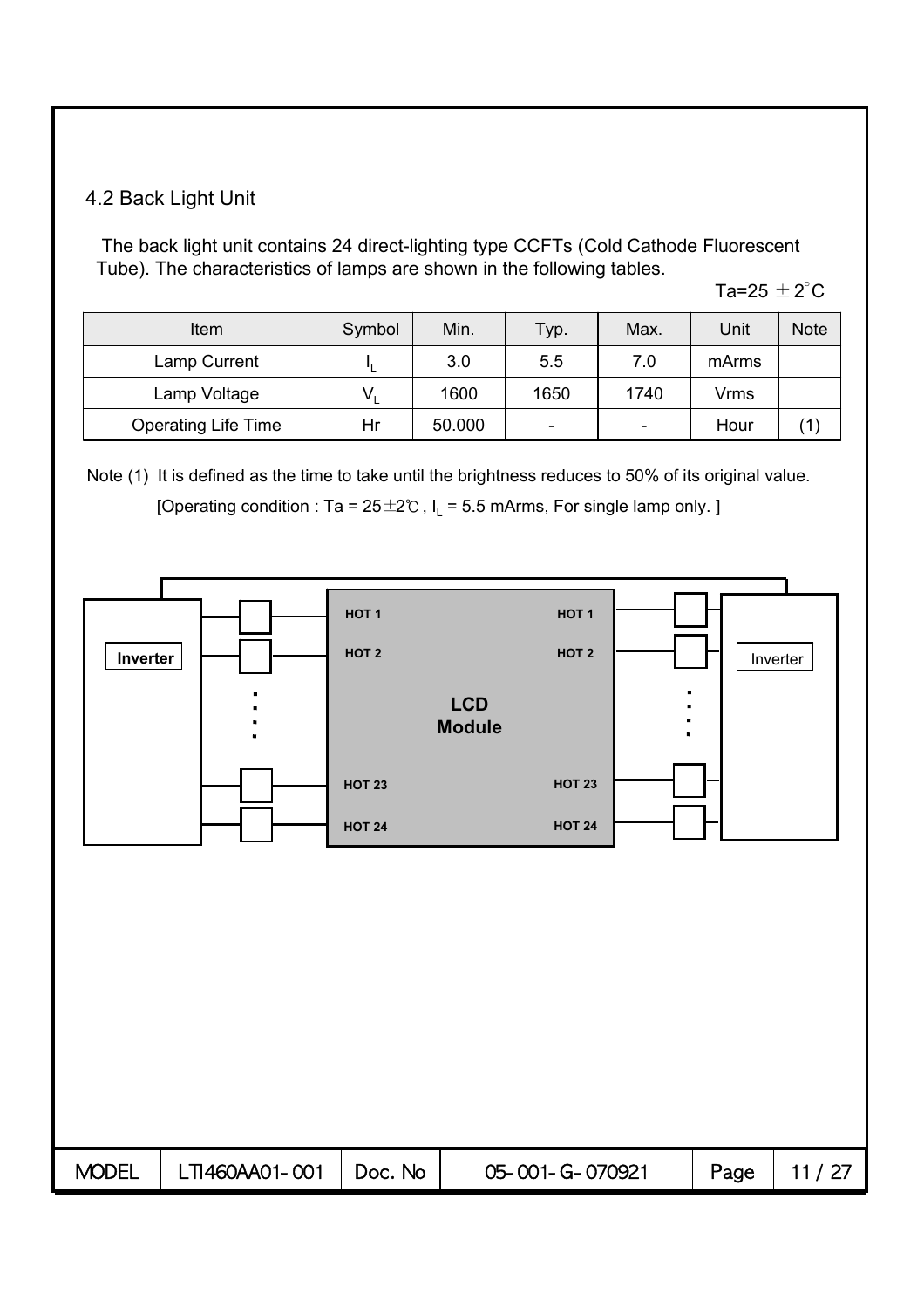## 4.2 Back Light Unit

The back light unit contains 24 direct-lighting type CCFTs (Cold Cathode Fluorescent Tube). The characteristics of lamps are shown in the following tables.

Ta=25 ±2°C

| Item | Symbol | Min. | Typ. | Max. | Unit | Note |
|---|---|---|---|---|---|---|
| Lamp Current | $I_L$ | 3.0 | 5.5 | 7.0 | mArms | |
| Lamp Voltage | $V_L$ | 1600 | 1650 | 1740 | Vrms | |
| Operating Life Time | Hr | 50.000 | - | - | Hour | (1) |

Note (1) It is defined as the time to take until the brightness reduces to 50% of its original value.
[Operating condition : Ta = 25±2℃ , $I_L$ = 5.5 mArms, For single lamp only. ]

Inverter — HOT 1, HOT 2, ..., HOT 23, HOT 24 — LCD Module — HOT 1, HOT 2, ..., HOT 23, HOT 24 — Inverter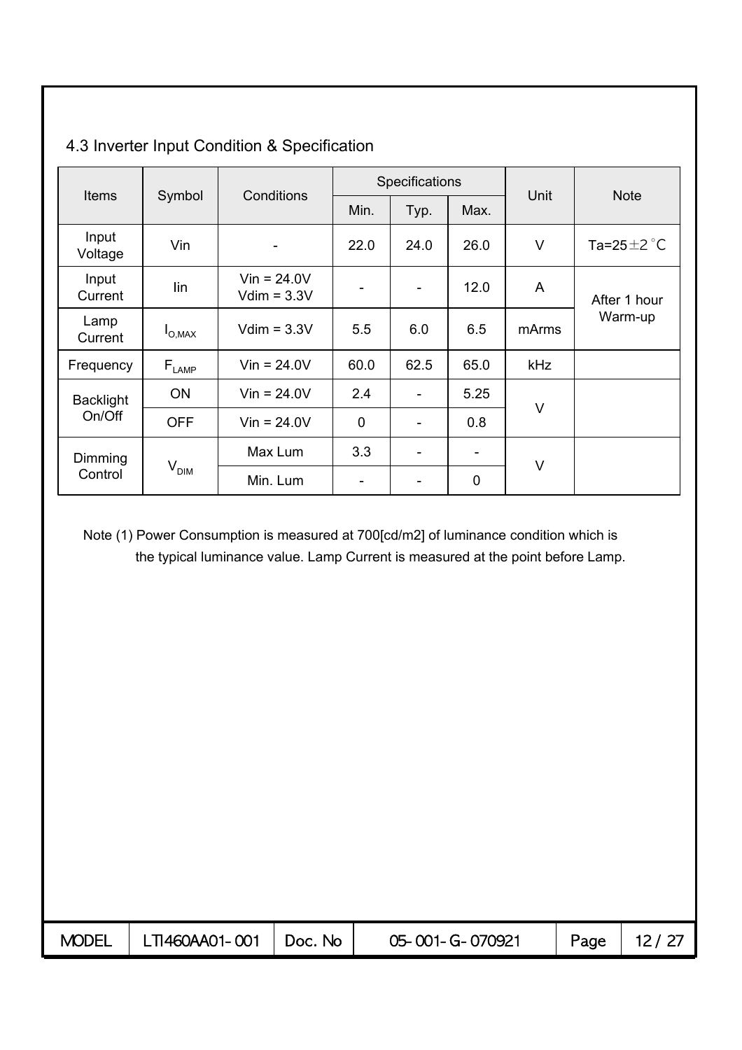## 4.3 Inverter Input Condition & Specification

| Items | Symbol | Conditions | Specifications | | | Unit | Note |
|---|---|---|---|---|---|---|---|
| | | | Min. | Typ. | Max. | | |
| Input Voltage | Vin | - | 22.0 | 24.0 | 26.0 | V | Ta=25±2°C |
| Input Current | Iin | Vin = 24.0V Vdim = 3.3V | - | - | 12.0 | A | After 1 hour Warm-up |
| Lamp Current | $I_{O,MAX}$ | Vdim = 3.3V | 5.5 | 6.0 | 6.5 | mArms | |
| Frequency | $F_{LAMP}$ | Vin = 24.0V | 60.0 | 62.5 | 65.0 | kHz | |
| Backlight On/Off | ON | Vin = 24.0V | 2.4 | - | 5.25 | V | |
| | OFF | Vin = 24.0V | 0 | - | 0.8 | | |
| Dimming Control | $V_{DIM}$ | Max Lum | 3.3 | - | - | V | |
| | | Min. Lum | - | - | 0 | | |

Note (1) Power Consumption is measured at 700[cd/m2] of luminance condition which is the typical luminance value. Lamp Current is measured at the point before Lamp.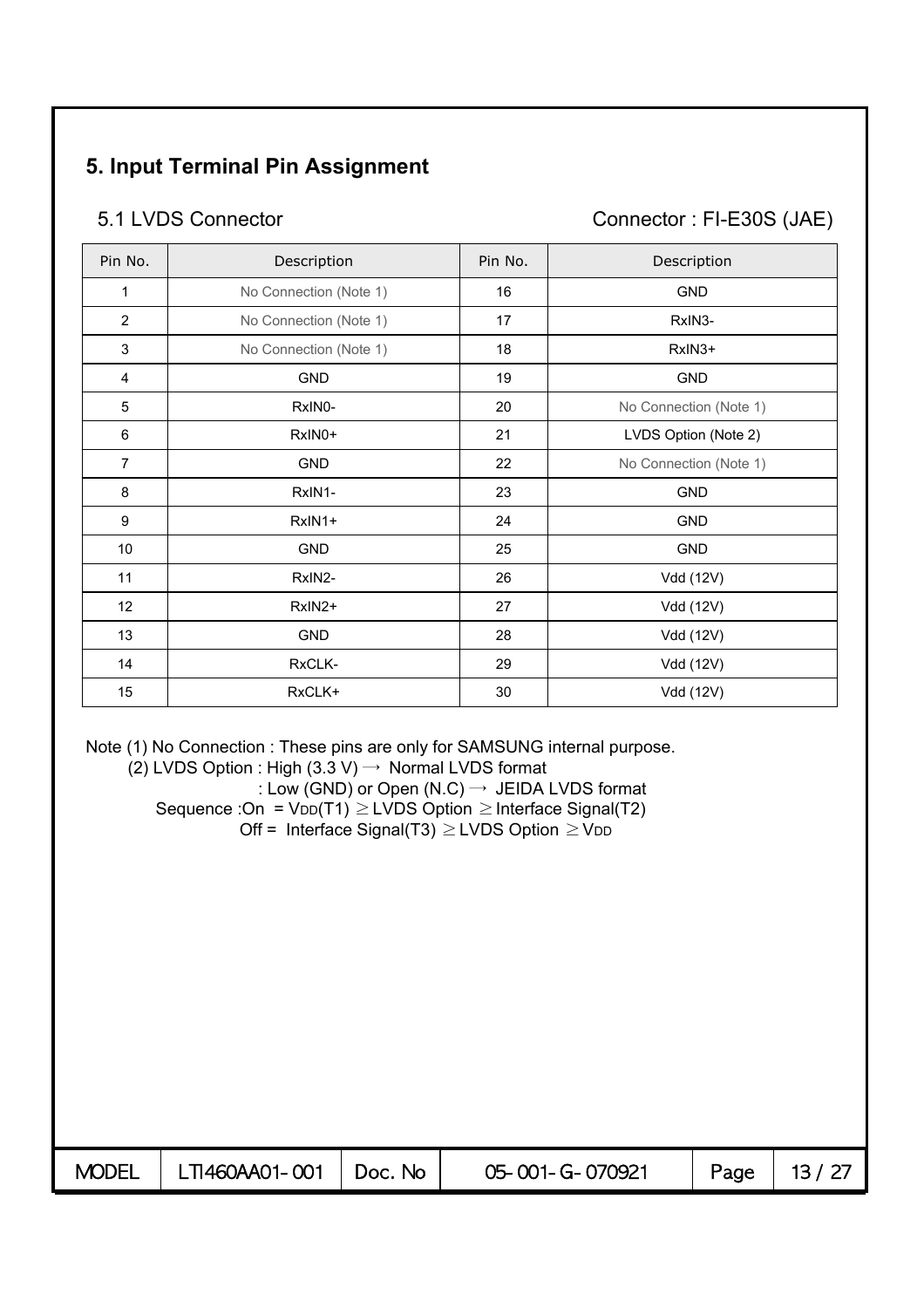## 5. Input Terminal Pin Assignment

### 5.1 LVDS Connector

Connector : FI-E30S (JAE)

| Pin No. | Description | Pin No. | Description |
|---|---|---|---|
| 1 | No Connection (Note 1) | 16 | GND |
| 2 | No Connection (Note 1) | 17 | RxIN3- |
| 3 | No Connection (Note 1) | 18 | RxIN3+ |
| 4 | GND | 19 | GND |
| 5 | RxIN0- | 20 | No Connection (Note 1) |
| 6 | RxIN0+ | 21 | LVDS Option (Note 2) |
| 7 | GND | 22 | No Connection (Note 1) |
| 8 | RxIN1- | 23 | GND |
| 9 | RxIN1+ | 24 | GND |
| 10 | GND | 25 | GND |
| 11 | RxIN2- | 26 | Vdd (12V) |
| 12 | RxIN2+ | 27 | Vdd (12V) |
| 13 | GND | 28 | Vdd (12V) |
| 14 | RxCLK- | 29 | Vdd (12V) |
| 15 | RxCLK+ | 30 | Vdd (12V) |

Note (1) No Connection : These pins are only for SAMSUNG internal purpose.

(2) LVDS Option : High (3.3 V) → Normal LVDS format

: Low (GND) or Open (N.C) → JEIDA LVDS format

Sequence :On = $V_{DD}$(T1) ≥ LVDS Option ≥ Interface Signal(T2)

Off = Interface Signal(T3) ≥ LVDS Option ≥ $V_{DD}$

| MODEL | LTI460AA01-001 | Doc. No | 05-001-G-070921 |
|---|---|---|---|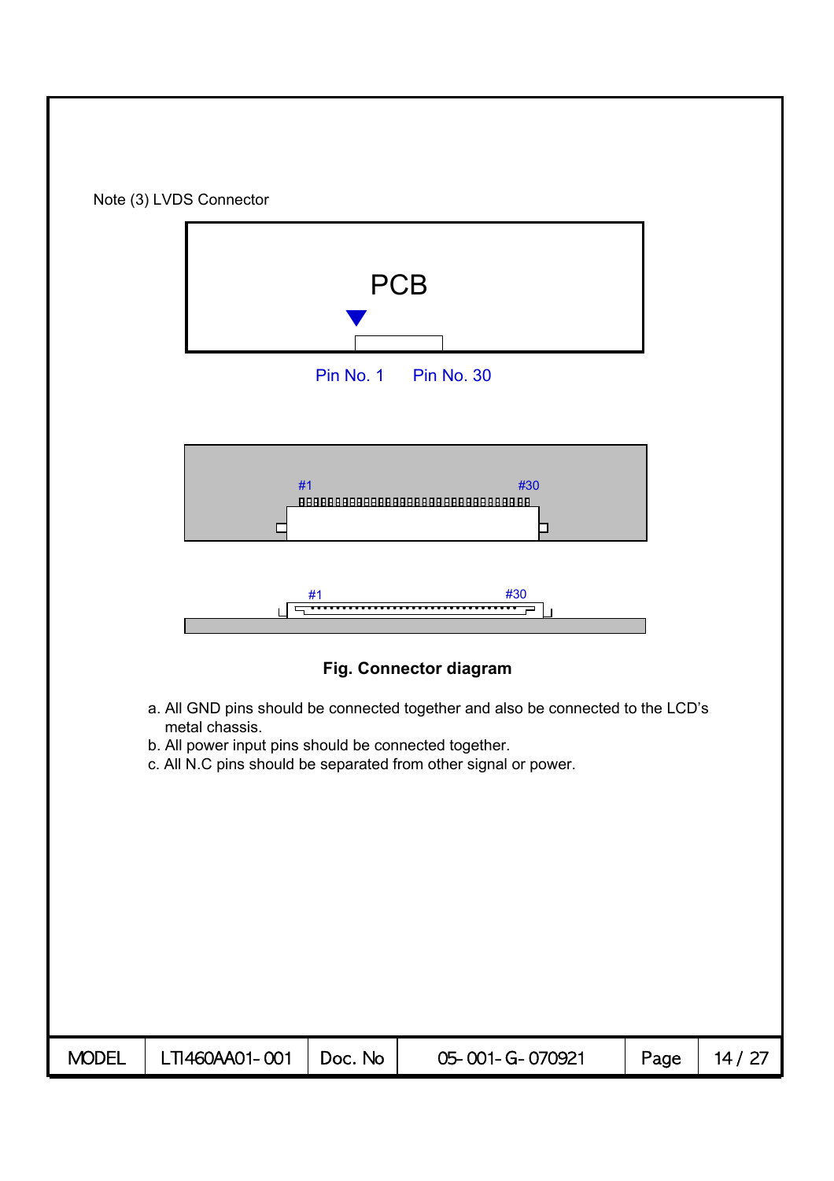Note (3) LVDS Connector

PCB

Pin No. 1 Pin No. 30

#1 #30

#1 #30

**Fig. Connector diagram**

a. All GND pins should be connected together and also be connected to the LCD's metal chassis.
b. All power input pins should be connected together.
c. All N.C pins should be separated from other signal or power.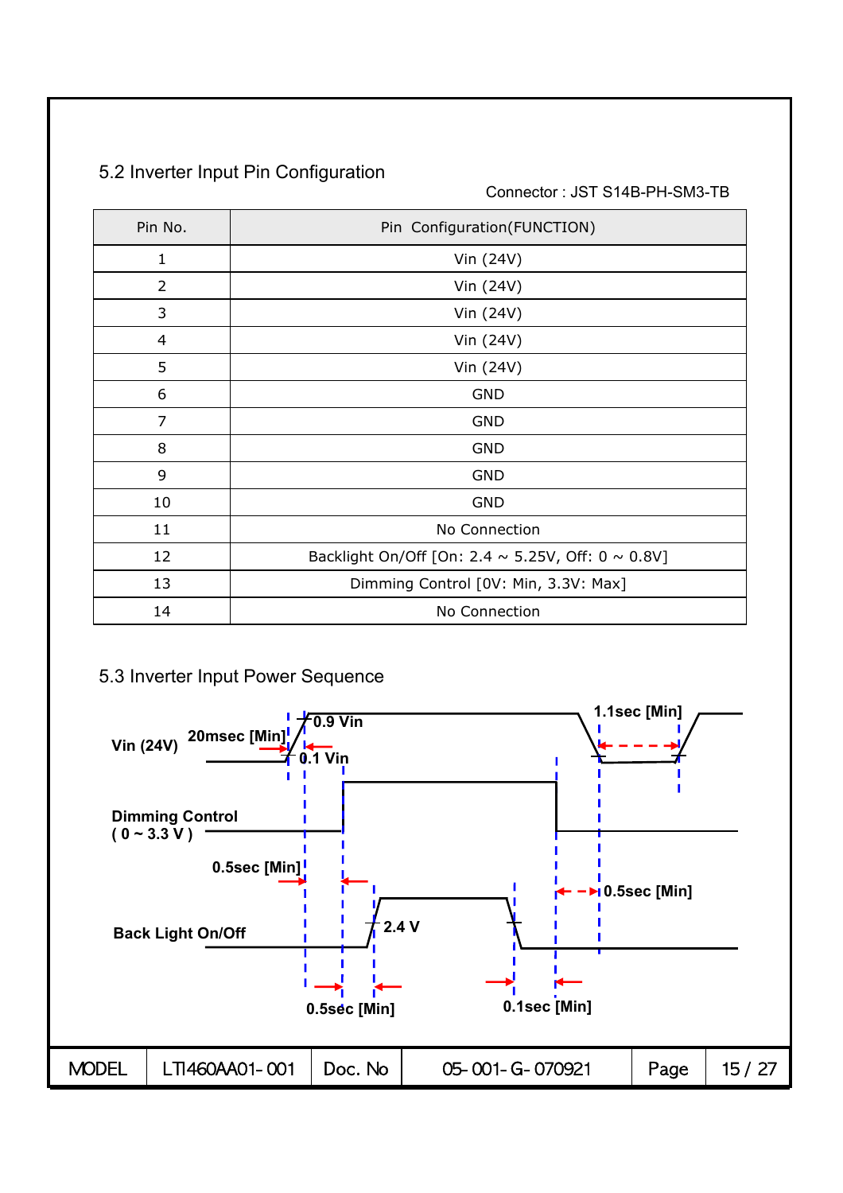## 5.2 Inverter Input Pin Configuration

Connector : JST S14B-PH-SM3-TB

| Pin No. | Pin Configuration(FUNCTION) |
|---|---|
| 1 | Vin (24V) |
| 2 | Vin (24V) |
| 3 | Vin (24V) |
| 4 | Vin (24V) |
| 5 | Vin (24V) |
| 6 | GND |
| 7 | GND |
| 8 | GND |
| 9 | GND |
| 10 | GND |
| 11 | No Connection |
| 12 | Backlight On/Off [On: 2.4 ~ 5.25V, Off: 0 ~ 0.8V] |
| 13 | Dimming Control [0V: Min, 3.3V: Max] |
| 14 | No Connection |

## 5.3 Inverter Input Power Sequence

Vin (24V) 20msec [Min] 0.9 Vin 0.1 Vin 1.1sec [Min]

Dimming Control ( 0 ~ 3.3 V )

0.5sec [Min] 0.5sec [Min]

Back Light On/Off 2.4 V

0.5sec [Min] 0.1sec [Min]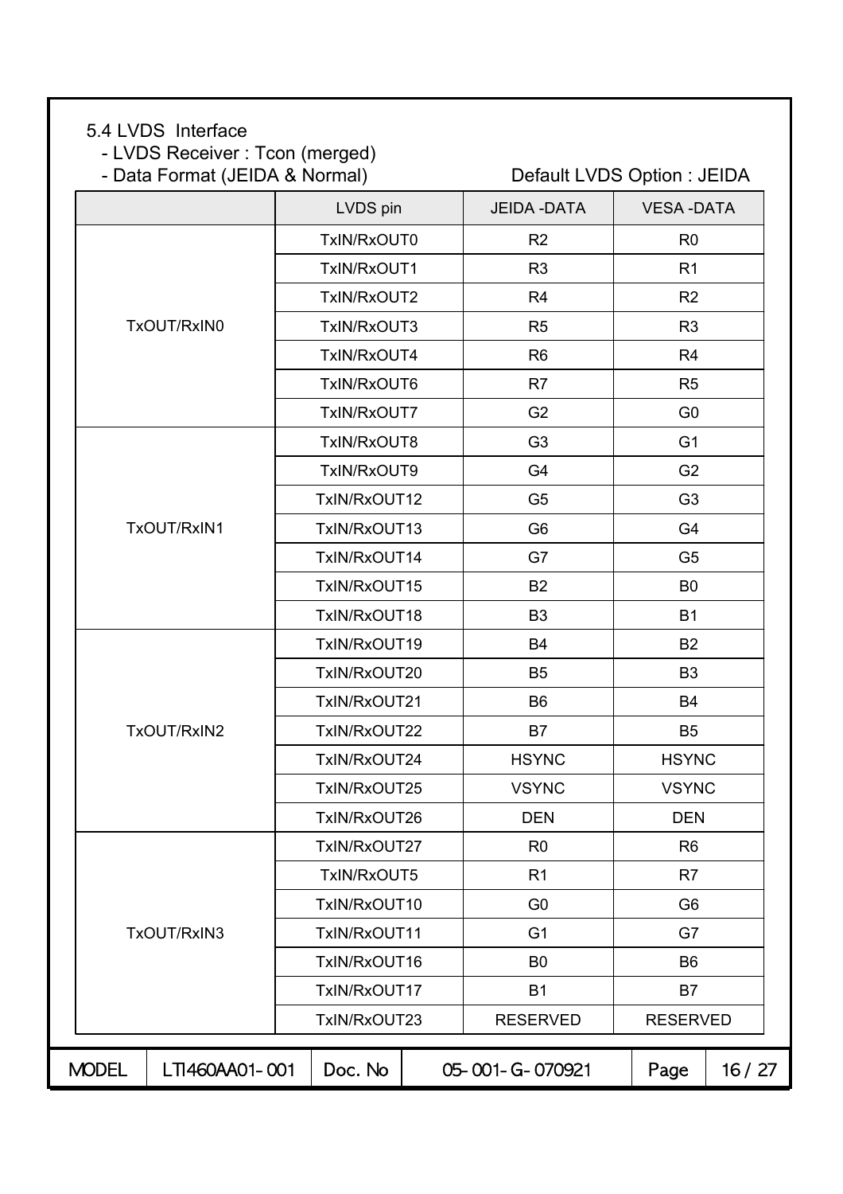5.4 LVDS Interface

- LVDS Receiver : Tcon (merged)
- Data Format (JEIDA & Normal)

Default LVDS Option : JEIDA

| | LVDS pin | JEIDA -DATA | VESA -DATA |
|---|---|---|---|
| TxOUT/RxIN0 | TxIN/RxOUT0 | R2 | R0 |
| | TxIN/RxOUT1 | R3 | R1 |
| | TxIN/RxOUT2 | R4 | R2 |
| | TxIN/RxOUT3 | R5 | R3 |
| | TxIN/RxOUT4 | R6 | R4 |
| | TxIN/RxOUT6 | R7 | R5 |
| | TxIN/RxOUT7 | G2 | G0 |
| TxOUT/RxIN1 | TxIN/RxOUT8 | G3 | G1 |
| | TxIN/RxOUT9 | G4 | G2 |
| | TxIN/RxOUT12 | G5 | G3 |
| | TxIN/RxOUT13 | G6 | G4 |
| | TxIN/RxOUT14 | G7 | G5 |
| | TxIN/RxOUT15 | B2 | B0 |
| | TxIN/RxOUT18 | B3 | B1 |
| TxOUT/RxIN2 | TxIN/RxOUT19 | B4 | B2 |
| | TxIN/RxOUT20 | B5 | B3 |
| | TxIN/RxOUT21 | B6 | B4 |
| | TxIN/RxOUT22 | B7 | B5 |
| | TxIN/RxOUT24 | HSYNC | HSYNC |
| | TxIN/RxOUT25 | VSYNC | VSYNC |
| | TxIN/RxOUT26 | DEN | DEN |
| TxOUT/RxIN3 | TxIN/RxOUT27 | R0 | R6 |
| | TxIN/RxOUT5 | R1 | R7 |
| | TxIN/RxOUT10 | G0 | G6 |
| | TxIN/RxOUT11 | G1 | G7 |
| | TxIN/RxOUT16 | B0 | B6 |
| | TxIN/RxOUT17 | B1 | B7 |
| | TxIN/RxOUT23 | RESERVED | RESERVED |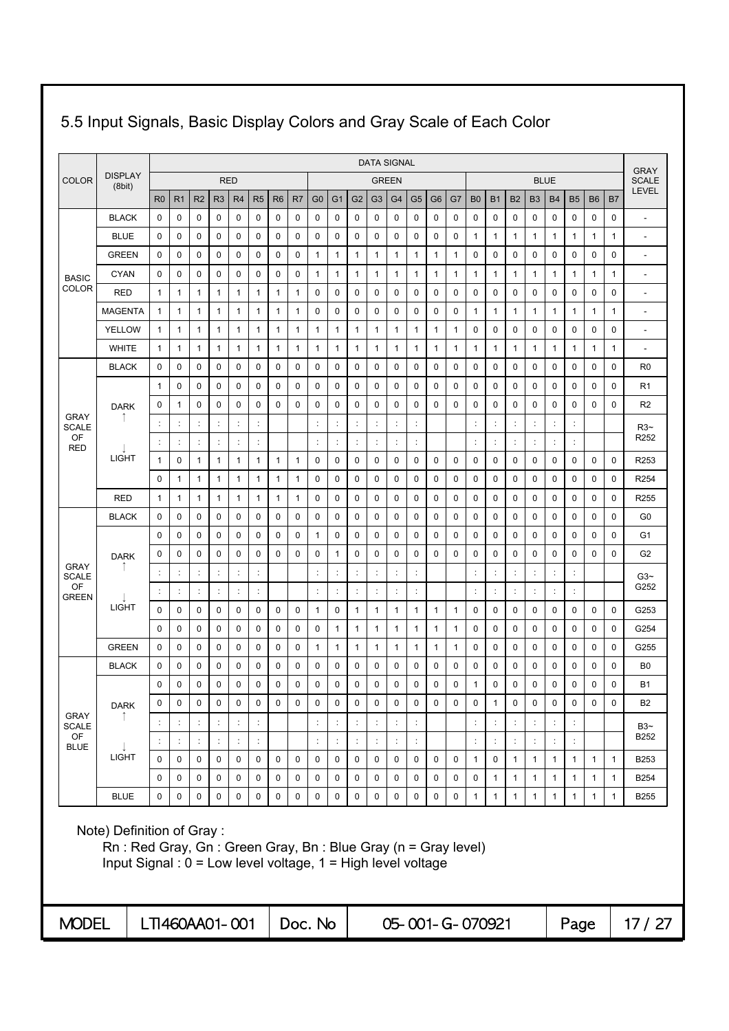## 5.5 Input Signals, Basic Display Colors and Gray Scale of Each Color

| COLOR | DISPLAY (8bit) | DATA SIGNAL | | | | | | | | | | | | | | | | | | | | | | | | GRAY SCALE LEVEL |
|---|---|---|---|---|---|---|---|---|---|---|---|---|---|---|---|---|---|---|---|---|---|---|---|---|---|---|
| | | RED | | | | | | | | GREEN | | | | | | | | BLUE | | | | | | | | |
| | | R0 | R1 | R2 | R3 | R4 | R5 | R6 | R7 | G0 | G1 | G2 | G3 | G4 | G5 | G6 | G7 | B0 | B1 | B2 | B3 | B4 | B5 | B6 | B7 | |
| BASIC COLOR | BLACK | 0 | 0 | 0 | 0 | 0 | 0 | 0 | 0 | 0 | 0 | 0 | 0 | 0 | 0 | 0 | 0 | 0 | 0 | 0 | 0 | 0 | 0 | 0 | 0 | - |
| | BLUE | 0 | 0 | 0 | 0 | 0 | 0 | 0 | 0 | 0 | 0 | 0 | 0 | 0 | 0 | 0 | 0 | 1 | 1 | 1 | 1 | 1 | 1 | 1 | 1 | - |
| | GREEN | 0 | 0 | 0 | 0 | 0 | 0 | 0 | 0 | 1 | 1 | 1 | 1 | 1 | 1 | 1 | 1 | 0 | 0 | 0 | 0 | 0 | 0 | 0 | 0 | - |
| | CYAN | 0 | 0 | 0 | 0 | 0 | 0 | 0 | 0 | 1 | 1 | 1 | 1 | 1 | 1 | 1 | 1 | 1 | 1 | 1 | 1 | 1 | 1 | 1 | 1 | - |
| | RED | 1 | 1 | 1 | 1 | 1 | 1 | 1 | 1 | 0 | 0 | 0 | 0 | 0 | 0 | 0 | 0 | 0 | 0 | 0 | 0 | 0 | 0 | 0 | 0 | - |
| | MAGENTA | 1 | 1 | 1 | 1 | 1 | 1 | 1 | 1 | 0 | 0 | 0 | 0 | 0 | 0 | 0 | 0 | 1 | 1 | 1 | 1 | 1 | 1 | 1 | 1 | - |
| | YELLOW | 1 | 1 | 1 | 1 | 1 | 1 | 1 | 1 | 1 | 1 | 1 | 1 | 1 | 1 | 1 | 1 | 0 | 0 | 0 | 0 | 0 | 0 | 0 | 0 | - |
| | WHITE | 1 | 1 | 1 | 1 | 1 | 1 | 1 | 1 | 1 | 1 | 1 | 1 | 1 | 1 | 1 | 1 | 1 | 1 | 1 | 1 | 1 | 1 | 1 | 1 | - |
| GRAY SCALE OF RED | BLACK | 0 | 0 | 0 | 0 | 0 | 0 | 0 | 0 | 0 | 0 | 0 | 0 | 0 | 0 | 0 | 0 | 0 | 0 | 0 | 0 | 0 | 0 | 0 | 0 | R0 |
| | DARK ↑ | 1 | 0 | 0 | 0 | 0 | 0 | 0 | 0 | 0 | 0 | 0 | 0 | 0 | 0 | 0 | 0 | 0 | 0 | 0 | 0 | 0 | 0 | 0 | 0 | R1 |
| | | 0 | 1 | 0 | 0 | 0 | 0 | 0 | 0 | 0 | 0 | 0 | 0 | 0 | 0 | 0 | 0 | 0 | 0 | 0 | 0 | 0 | 0 | 0 | 0 | R2 |
| | | : | : | : | : | : | : | | | : | : | : | : | : | : | | | : | : | : | : | : | : | | | R3~ R252 |
| | | : | : | : | : | : | : | | | : | : | : | : | : | : | | | : | : | : | : | : | : | | | |
| | ↓ LIGHT | 1 | 0 | 1 | 1 | 1 | 1 | 1 | 1 | 0 | 0 | 0 | 0 | 0 | 0 | 0 | 0 | 0 | 0 | 0 | 0 | 0 | 0 | 0 | 0 | R253 |
| | | 0 | 1 | 1 | 1 | 1 | 1 | 1 | 1 | 0 | 0 | 0 | 0 | 0 | 0 | 0 | 0 | 0 | 0 | 0 | 0 | 0 | 0 | 0 | 0 | R254 |
| | RED | 1 | 1 | 1 | 1 | 1 | 1 | 1 | 1 | 0 | 0 | 0 | 0 | 0 | 0 | 0 | 0 | 0 | 0 | 0 | 0 | 0 | 0 | 0 | 0 | R255 |
| GRAY SCALE OF GREEN | BLACK | 0 | 0 | 0 | 0 | 0 | 0 | 0 | 0 | 0 | 0 | 0 | 0 | 0 | 0 | 0 | 0 | 0 | 0 | 0 | 0 | 0 | 0 | 0 | 0 | G0 |
| | DARK ↑ | 0 | 0 | 0 | 0 | 0 | 0 | 0 | 0 | 1 | 0 | 0 | 0 | 0 | 0 | 0 | 0 | 0 | 0 | 0 | 0 | 0 | 0 | 0 | 0 | G1 |
| | | 0 | 0 | 0 | 0 | 0 | 0 | 0 | 0 | 0 | 1 | 0 | 0 | 0 | 0 | 0 | 0 | 0 | 0 | 0 | 0 | 0 | 0 | 0 | 0 | G2 |
| | | : | : | : | : | : | : | | | : | : | : | : | : | : | | | : | : | : | : | : | : | | | G3~ G252 |
| | | : | : | : | : | : | : | | | : | : | : | : | : | : | | | : | : | : | : | : | : | | | |
| | ↓ LIGHT | 0 | 0 | 0 | 0 | 0 | 0 | 0 | 0 | 1 | 0 | 1 | 1 | 1 | 1 | 1 | 1 | 0 | 0 | 0 | 0 | 0 | 0 | 0 | 0 | G253 |
| | | 0 | 0 | 0 | 0 | 0 | 0 | 0 | 0 | 0 | 1 | 1 | 1 | 1 | 1 | 1 | 1 | 0 | 0 | 0 | 0 | 0 | 0 | 0 | 0 | G254 |
| | GREEN | 0 | 0 | 0 | 0 | 0 | 0 | 0 | 0 | 1 | 1 | 1 | 1 | 1 | 1 | 1 | 1 | 0 | 0 | 0 | 0 | 0 | 0 | 0 | 0 | G255 |
| GRAY SCALE OF BLUE | BLACK | 0 | 0 | 0 | 0 | 0 | 0 | 0 | 0 | 0 | 0 | 0 | 0 | 0 | 0 | 0 | 0 | 0 | 0 | 0 | 0 | 0 | 0 | 0 | 0 | B0 |
| | DARK ↑ | 0 | 0 | 0 | 0 | 0 | 0 | 0 | 0 | 0 | 0 | 0 | 0 | 0 | 0 | 0 | 0 | 1 | 0 | 0 | 0 | 0 | 0 | 0 | 0 | B1 |
| | | 0 | 0 | 0 | 0 | 0 | 0 | 0 | 0 | 0 | 0 | 0 | 0 | 0 | 0 | 0 | 0 | 0 | 1 | 0 | 0 | 0 | 0 | 0 | 0 | B2 |
| | | : | : | : | : | : | : | | | : | : | : | : | : | : | | | : | : | : | : | : | : | | | B3~ B252 |
| | | : | : | : | : | : | : | | | : | : | : | : | : | : | | | : | : | : | : | : | : | | | |
| | ↓ LIGHT | 0 | 0 | 0 | 0 | 0 | 0 | 0 | 0 | 0 | 0 | 0 | 0 | 0 | 0 | 0 | 0 | 1 | 0 | 1 | 1 | 1 | 1 | 1 | 1 | B253 |
| | | 0 | 0 | 0 | 0 | 0 | 0 | 0 | 0 | 0 | 0 | 0 | 0 | 0 | 0 | 0 | 0 | 0 | 1 | 1 | 1 | 1 | 1 | 1 | 1 | B254 |
| | BLUE | 0 | 0 | 0 | 0 | 0 | 0 | 0 | 0 | 0 | 0 | 0 | 0 | 0 | 0 | 0 | 0 | 1 | 1 | 1 | 1 | 1 | 1 | 1 | 1 | B255 |

Note) Definition of Gray :

Rn : Red Gray, Gn : Green Gray, Bn : Blue Gray (n = Gray level)

Input Signal : 0 = Low level voltage, 1 = High level voltage

| MODEL | LTI460AA01-001 | Doc. No | 05-001-G-070921 |
|---|---|---|---|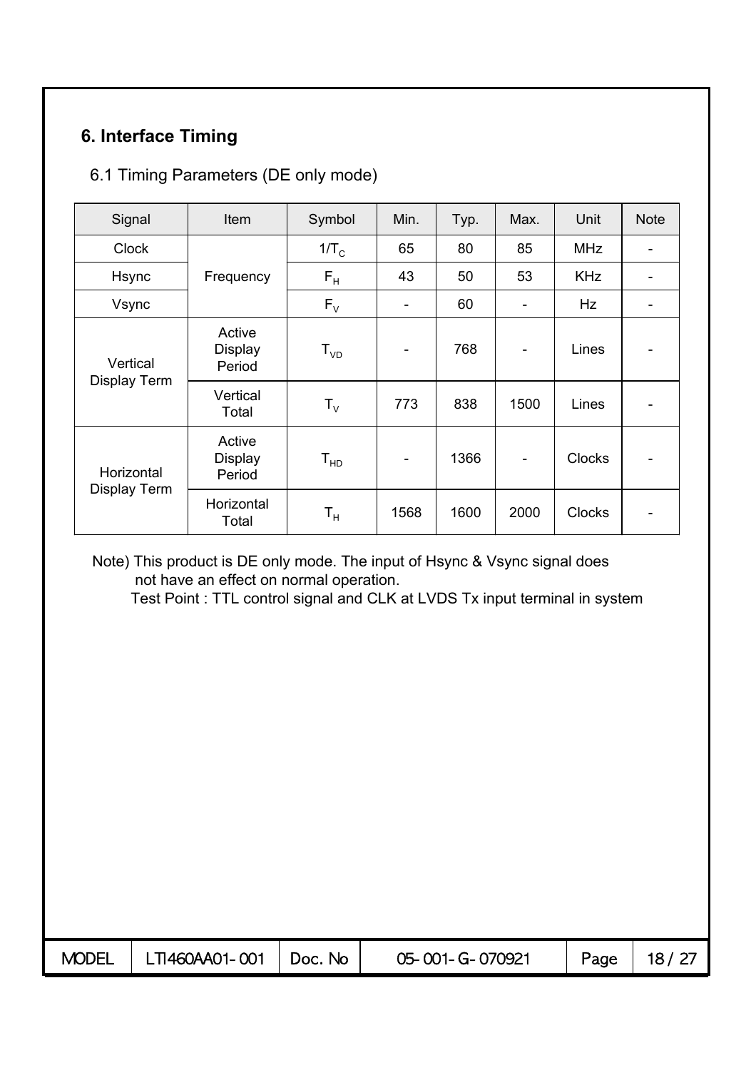## 6. Interface Timing

### 6.1 Timing Parameters (DE only mode)

| Signal | Item | Symbol | Min. | Typ. | Max. | Unit | Note |
|---|---|---|---|---|---|---|---|
| Clock | Frequency | $1/T_C$ | 65 | 80 | 85 | MHz | - |
| Hsync | | $F_H$ | 43 | 50 | 53 | KHz | - |
| Vsync | | $F_V$ | - | 60 | - | Hz | - |
| Vertical Display Term | Active Display Period | $T_{VD}$ | - | 768 | - | Lines | - |
| | Vertical Total | $T_V$ | 773 | 838 | 1500 | Lines | - |
| Horizontal Display Term | Active Display Period | $T_{HD}$ | - | 1366 | - | Clocks | - |
| | Horizontal Total | $T_H$ | 1568 | 1600 | 2000 | Clocks | - |

Note) This product is DE only mode. The input of Hsync & Vsync signal does not have an effect on normal operation.
Test Point : TTL control signal and CLK at LVDS Tx input terminal in system

| MODEL | LTI460AA01-001 | Doc. No | 05-001-G-070921 | Page | 18 / 27 |
|---|---|---|---|---|---|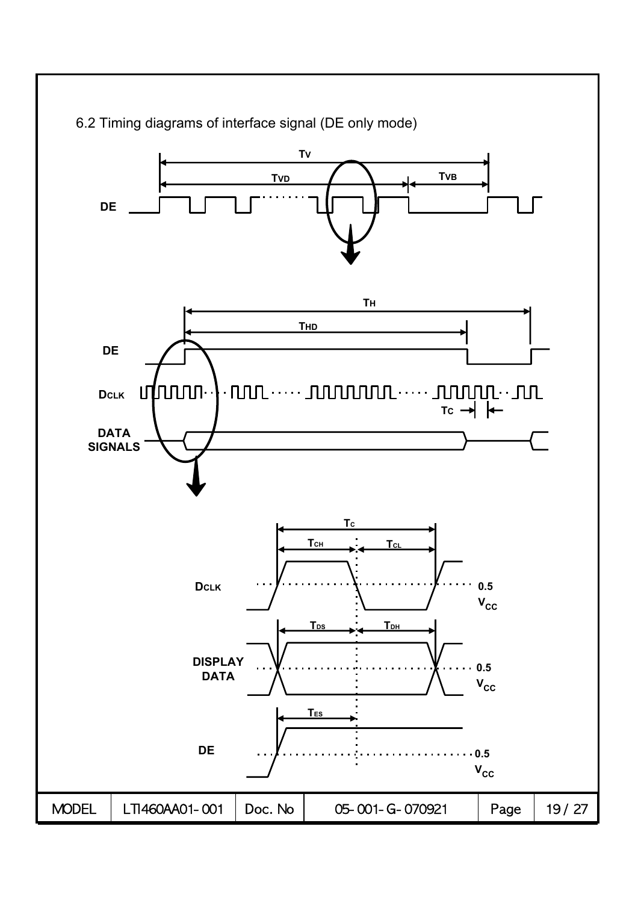## 6.2 Timing diagrams of interface signal (DE only mode)

$T_V$

$T_{VD}$ $T_{VB}$

DE

$T_H$

$T_{HD}$

DE

$D_{CLK}$

$T_C$

DATA SIGNALS

$T_C$

$T_{CH}$ $T_{CL}$

$D_{CLK}$ 0.5 $V_{CC}$

$T_{DS}$ $T_{DH}$

DISPLAY DATA 0.5 $V_{CC}$

$T_{ES}$

DE 0.5 $V_{CC}$

| MODEL | LTI460AA01-001 | Doc. No | 05-001-G-070921 | Page | 19 / 27 |
| --- | --- | --- | --- | --- | --- |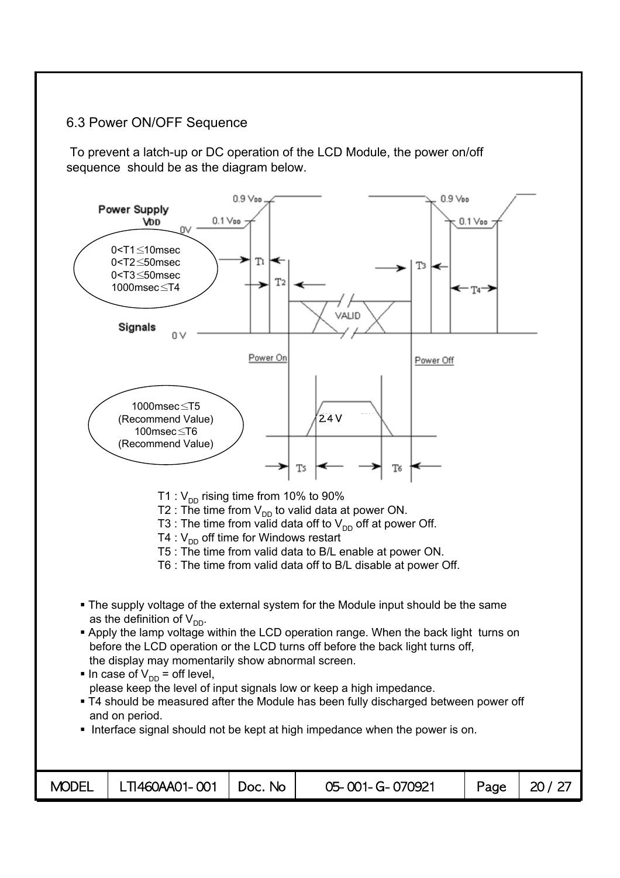## 6.3 Power ON/OFF Sequence

To prevent a latch-up or DC operation of the LCD Module, the power on/off sequence should be as the diagram below.

0<T1≤10msec
0<T2≤50msec
0<T3≤50msec
1000msec≤T4

1000msec≤T5
(Recommend Value)
100msec≤T6
(Recommend Value)

T1 : $V_{DD}$ rising time from 10% to 90%
T2 : The time from $V_{DD}$ to valid data at power ON.
T3 : The time from valid data off to $V_{DD}$ off at power Off.
T4 : $V_{DD}$ off time for Windows restart
T5 : The time from valid data to B/L enable at power ON.
T6 : The time from valid data off to B/L disable at power Off.

- The supply voltage of the external system for the Module input should be the same as the definition of $V_{DD}$.
- Apply the lamp voltage within the LCD operation range. When the back light turns on before the LCD operation or the LCD turns off before the back light turns off, the display may momentarily show abnormal screen.
- In case of $V_{DD}$ = off level, please keep the level of input signals low or keep a high impedance.
- T4 should be measured after the Module has been fully discharged between power off and on period.
- Interface signal should not be kept at high impedance when the power is on.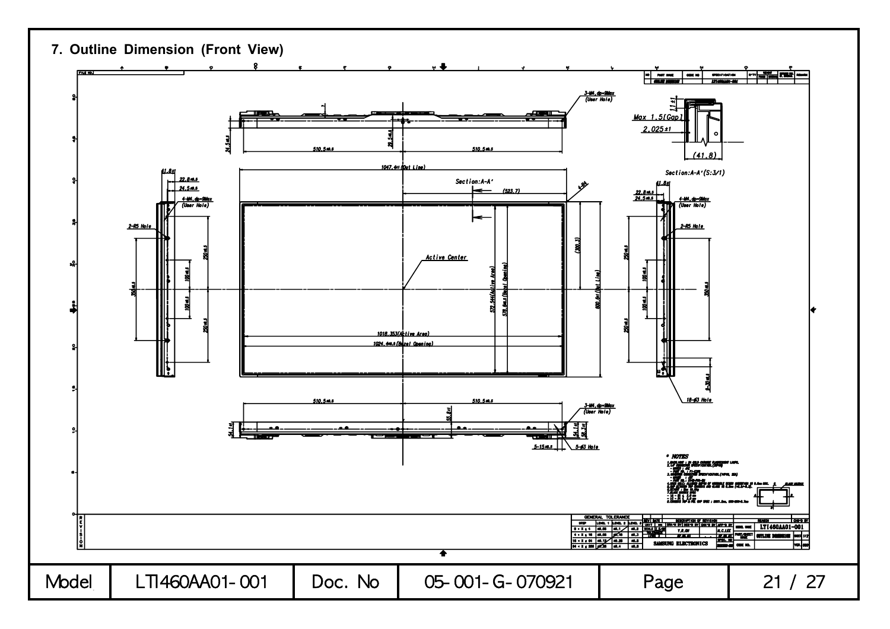# 7. Outline Dimension (Front View)

3-M4, dp-6Max (User Hole)

Max 1.5(Gap)

2.025±1

(41.8)

Section:A-A'(S:3/1)

24.5±0.5

29.5±0.5

510.5±0.5

510.5±0.5

1047.4±1(Out Line)

Section:A-A'

(523.7)

41.8±1

22.8±0.5

24.5±0.5

4-M4, dp-6Max (User Hole)

2-R5 Hole

Active Center

(300.3)

250±0.5

100±0.5

350±0.5

100±0.5

250±0.5

572.544(Active Area)

578.6±0.5(Bezel Opening)

600.6±1(Out Line)

1018.353(Active Area)

1024.4±0.5(Bezel Opening)

18-ø3 Hole

510.5±0.5

510.5±0.5

55.8±1

54.1±1

58.3±1

3-M4, dp-6Max (User Hole)

5-15±0.5

5-ø3 Hole

\* NOTES

SAMSUNG ELECTRONICS

LTI460AA01-001

OUTLINE DIMENSION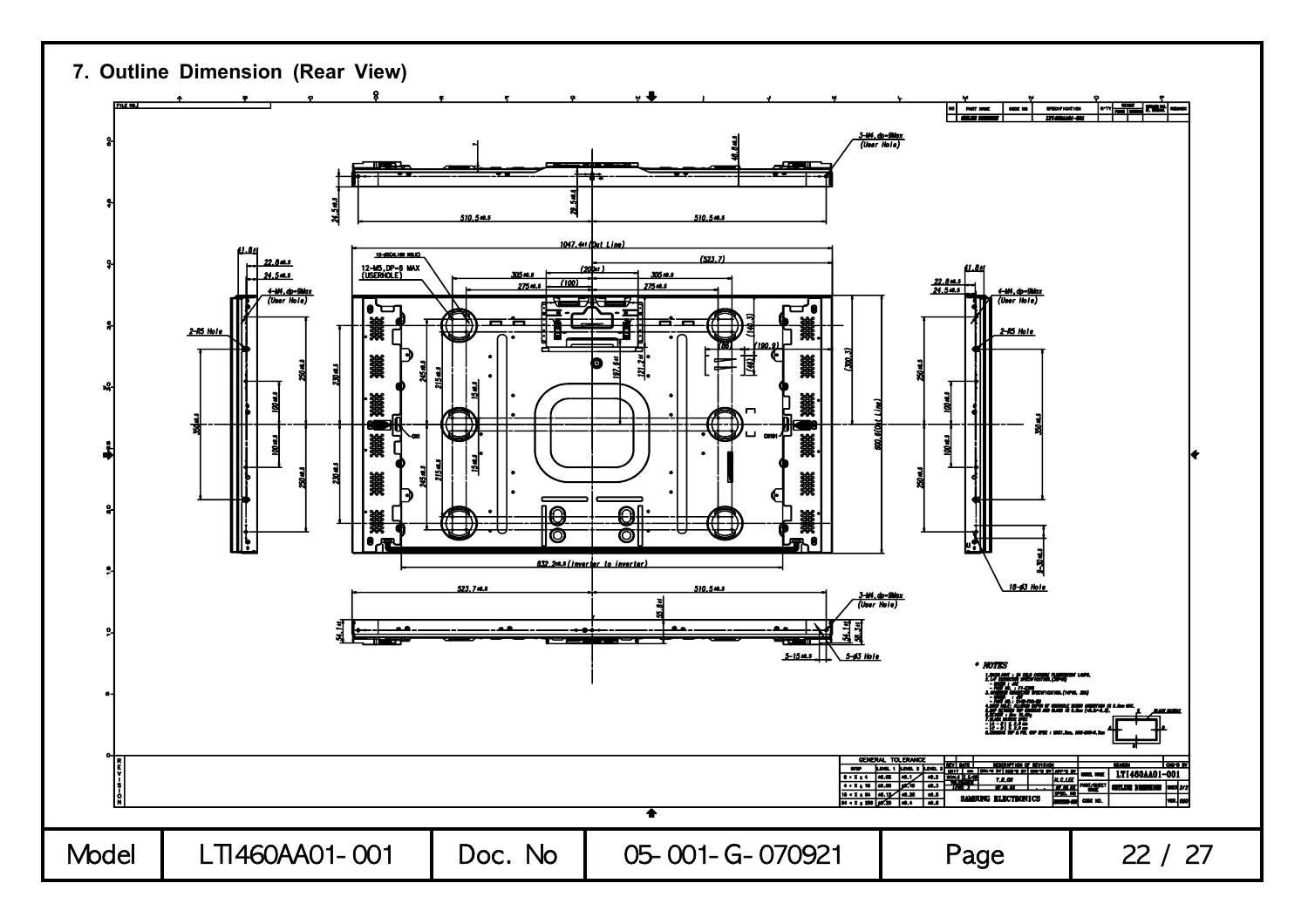## 7. Outline Dimension (Rear View)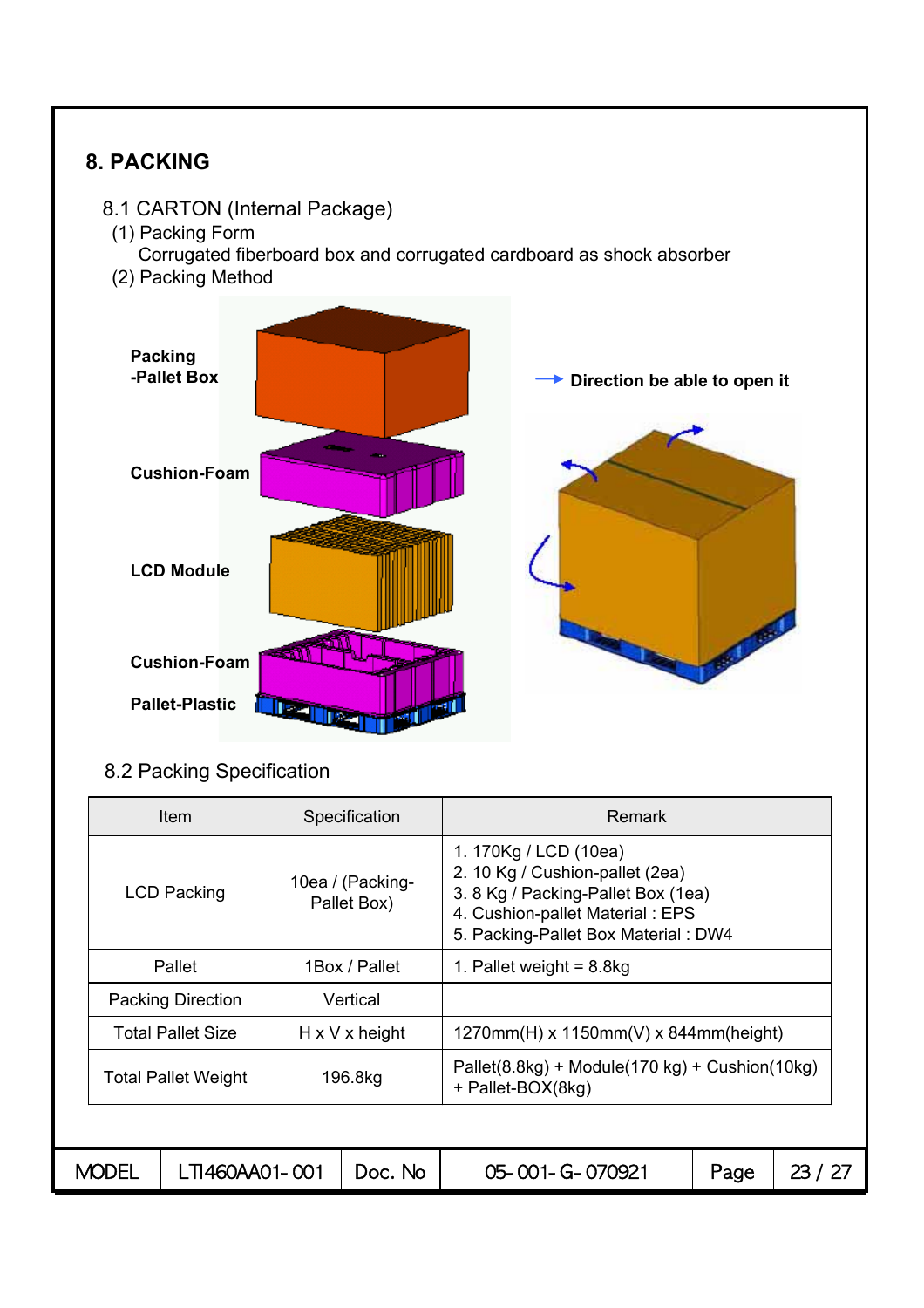## 8. PACKING

### 8.1 CARTON (Internal Package)

(1) Packing Form

Corrugated fiberboard box and corrugated cardboard as shock absorber

(2) Packing Method

Packing -Pallet Box

Cushion-Foam

LCD Module

Cushion-Foam

Pallet-Plastic

→ **Direction be able to open it**

### 8.2 Packing Specification

| Item | Specification | Remark |
|---|---|---|
| LCD Packing | 10ea / (Packing-Pallet Box) | 1. 170Kg / LCD (10ea)<br>2. 10 Kg / Cushion-pallet (2ea)<br>3. 8 Kg / Packing-Pallet Box (1ea)<br>4. Cushion-pallet Material : EPS<br>5. Packing-Pallet Box Material : DW4 |
| Pallet | 1Box / Pallet | 1. Pallet weight = 8.8kg |
| Packing Direction | Vertical | |
| Total Pallet Size | H x V x height | 1270mm(H) x 1150mm(V) x 844mm(height) |
| Total Pallet Weight | 196.8kg | Pallet(8.8kg) + Module(170 kg) + Cushion(10kg) + Pallet-BOX(8kg) |

| MODEL | LTI460AA01-001 | Doc. No | 05-001-G-070921 |
|---|---|---|---|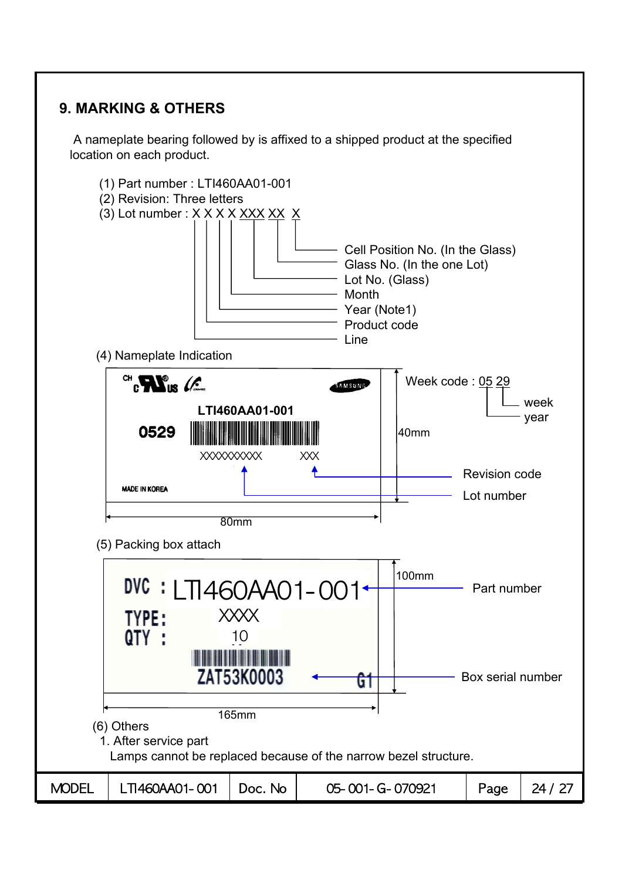## 9. MARKING & OTHERS

A nameplate bearing followed by is affixed to a shipped product at the specified location on each product.

(1) Part number : LTI460AA01-001

(2) Revision: Three letters

(3) Lot number : X X X X XXX XX X

- Cell Position No. (In the Glass)
- Glass No. (In the one Lot)
- Lot No. (Glass)
- Month
- Year (Note1)
- Product code
- Line

(4) Nameplate Indication

LTI460AA01-001

0529

XXXXXXXXXX XXX

MADE IN KOREA

Week code : 05 29 (05: year, 29: week)

Revision code

Lot number

40mm

80mm

(5) Packing box attach

DVC : LTI460AA01-001

TYPE: XXXX

QTY : 10

ZAT53K0003 G1

Part number

Box serial number

100mm

165mm

(6) Others

1. After service part

Lamps cannot be replaced because of the narrow bezel structure.

| MODEL | LTI460AA01-001 | Doc. No | 05-001-G-070921 |
|---|---|---|---|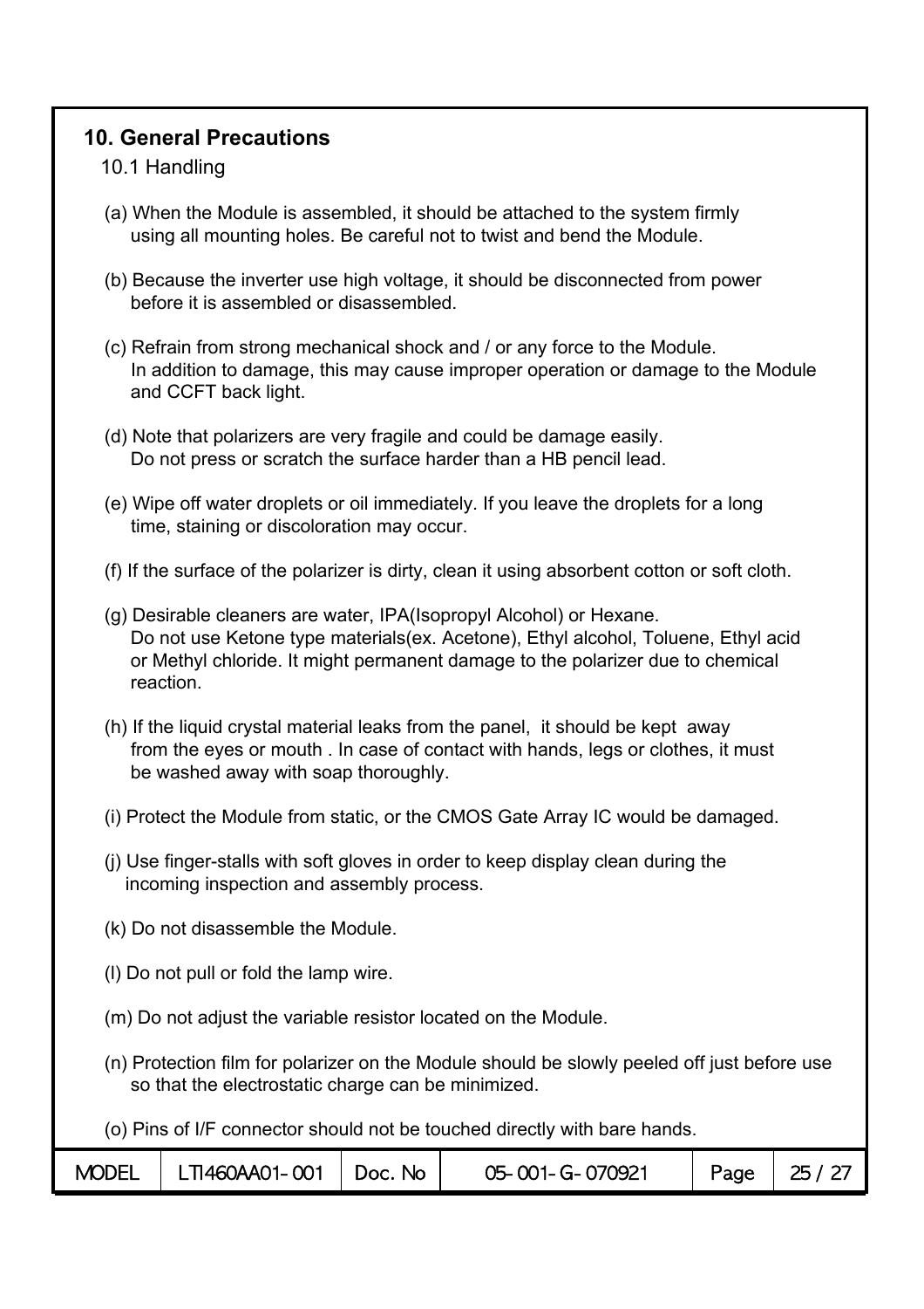## 10. General Precautions

### 10.1 Handling

(a) When the Module is assembled, it should be attached to the system firmly using all mounting holes. Be careful not to twist and bend the Module.

(b) Because the inverter use high voltage, it should be disconnected from power before it is assembled or disassembled.

(c) Refrain from strong mechanical shock and / or any force to the Module. In addition to damage, this may cause improper operation or damage to the Module and CCFT back light.

(d) Note that polarizers are very fragile and could be damage easily. Do not press or scratch the surface harder than a HB pencil lead.

(e) Wipe off water droplets or oil immediately. If you leave the droplets for a long time, staining or discoloration may occur.

(f) If the surface of the polarizer is dirty, clean it using absorbent cotton or soft cloth.

(g) Desirable cleaners are water, IPA(Isopropyl Alcohol) or Hexane. Do not use Ketone type materials(ex. Acetone), Ethyl alcohol, Toluene, Ethyl acid or Methyl chloride. It might permanent damage to the polarizer due to chemical reaction.

(h) If the liquid crystal material leaks from the panel, it should be kept away from the eyes or mouth . In case of contact with hands, legs or clothes, it must be washed away with soap thoroughly.

(i) Protect the Module from static, or the CMOS Gate Array IC would be damaged.

(j) Use finger-stalls with soft gloves in order to keep display clean during the incoming inspection and assembly process.

(k) Do not disassemble the Module.

(l) Do not pull or fold the lamp wire.

(m) Do not adjust the variable resistor located on the Module.

(n) Protection film for polarizer on the Module should be slowly peeled off just before use so that the electrostatic charge can be minimized.

(o) Pins of I/F connector should not be touched directly with bare hands.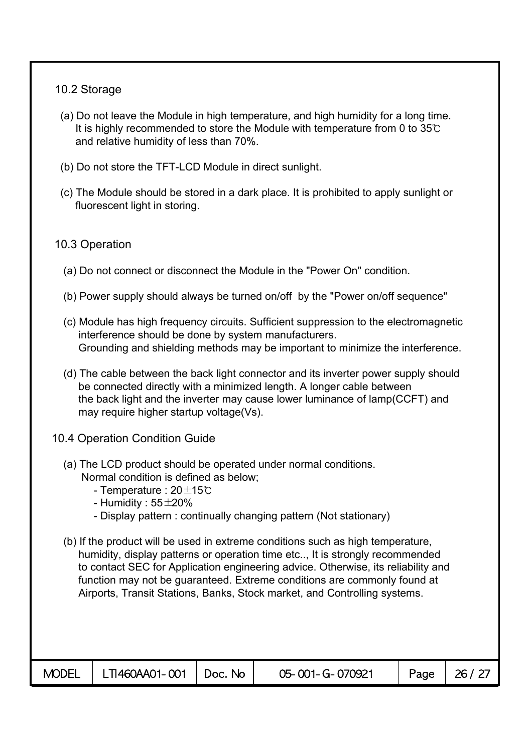## 10.2 Storage

(a) Do not leave the Module in high temperature, and high humidity for a long time.
It is highly recommended to store the Module with temperature from 0 to 35℃ and relative humidity of less than 70%.

(b) Do not store the TFT-LCD Module in direct sunlight.

(c) The Module should be stored in a dark place. It is prohibited to apply sunlight or fluorescent light in storing.

## 10.3 Operation

(a) Do not connect or disconnect the Module in the "Power On" condition.

(b) Power supply should always be turned on/off by the "Power on/off sequence"

(c) Module has high frequency circuits. Sufficient suppression to the electromagnetic interference should be done by system manufacturers.
Grounding and shielding methods may be important to minimize the interference.

(d) The cable between the back light connector and its inverter power supply should be connected directly with a minimized length. A longer cable between the back light and the inverter may cause lower luminance of lamp(CCFT) and may require higher startup voltage(Vs).

## 10.4 Operation Condition Guide

(a) The LCD product should be operated under normal conditions.
Normal condition is defined as below;
- Temperature : 20±15℃
- Humidity : 55±20%
- Display pattern : continually changing pattern (Not stationary)

(b) If the product will be used in extreme conditions such as high temperature, humidity, display patterns or operation time etc.., It is strongly recommended to contact SEC for Application engineering advice. Otherwise, its reliability and function may not be guaranteed. Extreme conditions are commonly found at Airports, Transit Stations, Banks, Stock market, and Controlling systems.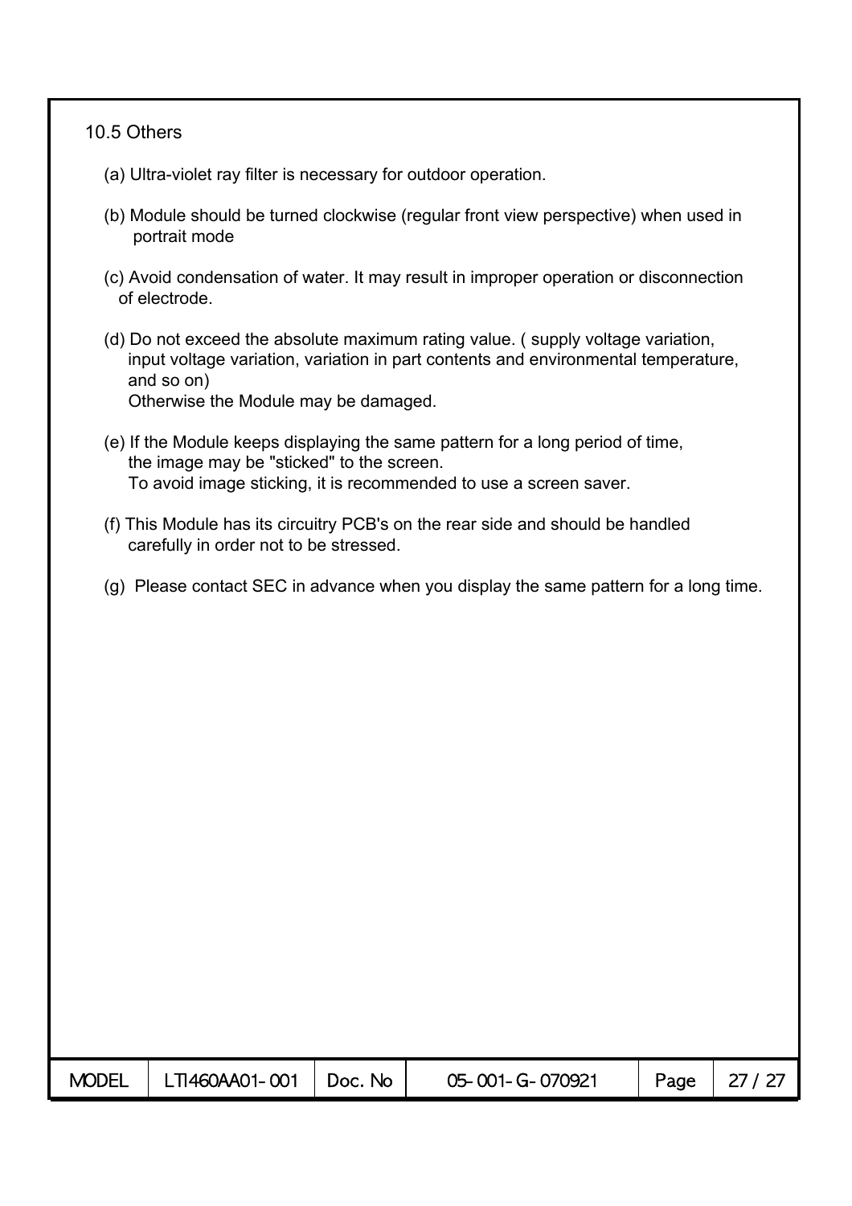### 10.5 Others

(a) Ultra-violet ray filter is necessary for outdoor operation.

(b) Module should be turned clockwise (regular front view perspective) when used in portrait mode

(c) Avoid condensation of water. It may result in improper operation or disconnection of electrode.

(d) Do not exceed the absolute maximum rating value. ( supply voltage variation, input voltage variation, variation in part contents and environmental temperature, and so on)
Otherwise the Module may be damaged.

(e) If the Module keeps displaying the same pattern for a long period of time, the image may be "sticked" to the screen.
To avoid image sticking, it is recommended to use a screen saver.

(f) This Module has its circuitry PCB's on the rear side and should be handled carefully in order not to be stressed.

(g) Please contact SEC in advance when you display the same pattern for a long time.